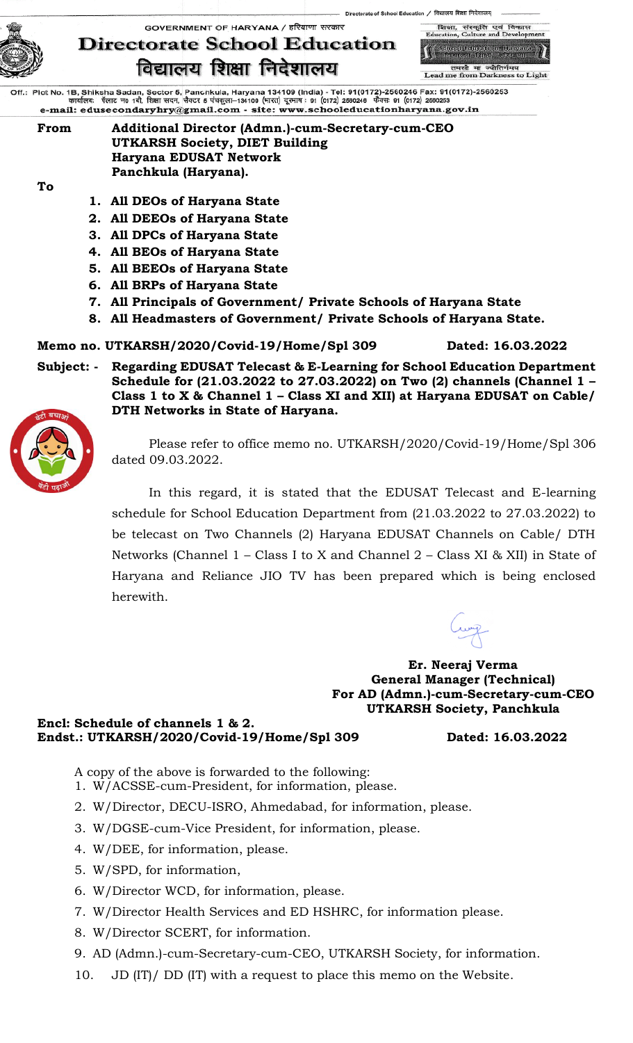Directorate of School Education / विद्यालय शिक्षा निदेशालय

GOVERNMENT OF HARYANA / हरियाणा सरकार

# Directorate School Education
# विद्यालय शिक्षा निदेशालय

शिक्षा, संस्कृति एवं विकास
Education, Culture and Development

School Education Haryana

तमसो मा ज्योतिर्गमय
Lead me from Darkness to Light

Off.: Plot No. 1B, Shiksha Sadan, Sector 5, Panchkula, Haryana 134109 (India) - Tel: 91(0172)-2560246 Fax: 91(0172)-2560253
कार्यालय: प्लॉट न0 1बी, शिक्षा सदन, सैक्टर 5 पंचकूला–134109 (भारत) दूरभाष : 91 (0172) 2560246 फैक्स: 91 (0172) 2560253
e-mail: edusecondaryhry@gmail.com - site: www.schooleducationharyana.gov.in

**From** **Additional Director (Admn.)-cum-Secretary-cum-CEO**
**UTKARSH Society, DIET Building**
**Haryana EDUSAT Network**
**Panchkula (Haryana).**

**To**

1. **All DEOs of Haryana State**
2. **All DEEOs of Haryana State**
3. **All DPCs of Haryana State**
4. **All BEOs of Haryana State**
5. **All BEEOs of Haryana State**
6. **All BRPs of Haryana State**
7. **All Principals of Government/ Private Schools of Haryana State**
8. **All Headmasters of Government/ Private Schools of Haryana State.**

**Memo no. UTKARSH/2020/Covid-19/Home/Spl 309** **Dated: 16.03.2022**

**Subject: - Regarding EDUSAT Telecast & E-Learning for School Education Department Schedule for (21.03.2022 to 27.03.2022) on Two (2) channels (Channel 1 – Class 1 to X & Channel 1 – Class XI and XII) at Haryana EDUSAT on Cable/ DTH Networks in State of Haryana.**

Please refer to office memo no. UTKARSH/2020/Covid-19/Home/Spl 306 dated 09.03.2022.

In this regard, it is stated that the EDUSAT Telecast and E-learning schedule for School Education Department from (21.03.2022 to 27.03.2022) to be telecast on Two Channels (2) Haryana EDUSAT Channels on Cable/ DTH Networks (Channel 1 – Class I to X and Channel 2 – Class XI & XII) in State of Haryana and Reliance JIO TV has been prepared which is being enclosed herewith.

**Er. Neeraj Verma**
**General Manager (Technical)**
**For AD (Admn.)-cum-Secretary-cum-CEO**
**UTKARSH Society, Panchkula**

**Encl: Schedule of channels 1 & 2.**
**Endst.: UTKARSH/2020/Covid-19/Home/Spl 309** **Dated: 16.03.2022**

A copy of the above is forwarded to the following:

1. W/ACSSE-cum-President, for information, please.
2. W/Director, DECU-ISRO, Ahmedabad, for information, please.
3. W/DGSE-cum-Vice President, for information, please.
4. W/DEE, for information, please.
5. W/SPD, for information,
6. W/Director WCD, for information, please.
7. W/Director Health Services and ED HSHRC, for information please.
8. W/Director SCERT, for information.
9. AD (Admn.)-cum-Secretary-cum-CEO, UTKARSH Society, for information.
10. JD (IT)/ DD (IT) with a request to place this memo on the Website.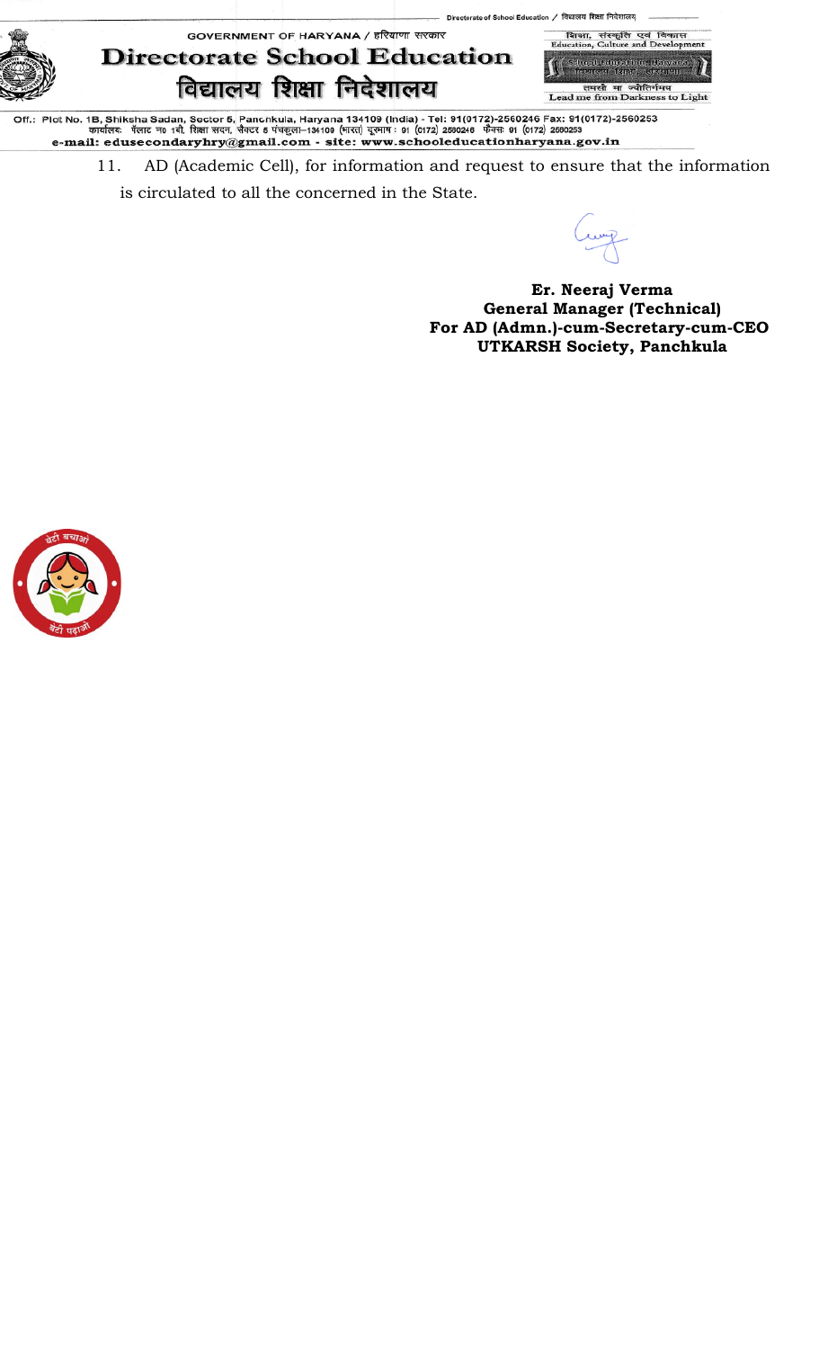11. AD (Academic Cell), for information and request to ensure that the information is circulated to all the concerned in the State.

**Er. Neeraj Verma**
**General Manager (Technical)**
**For AD (Admn.)-cum-Secretary-cum-CEO**
**UTKARSH Society, Panchkula**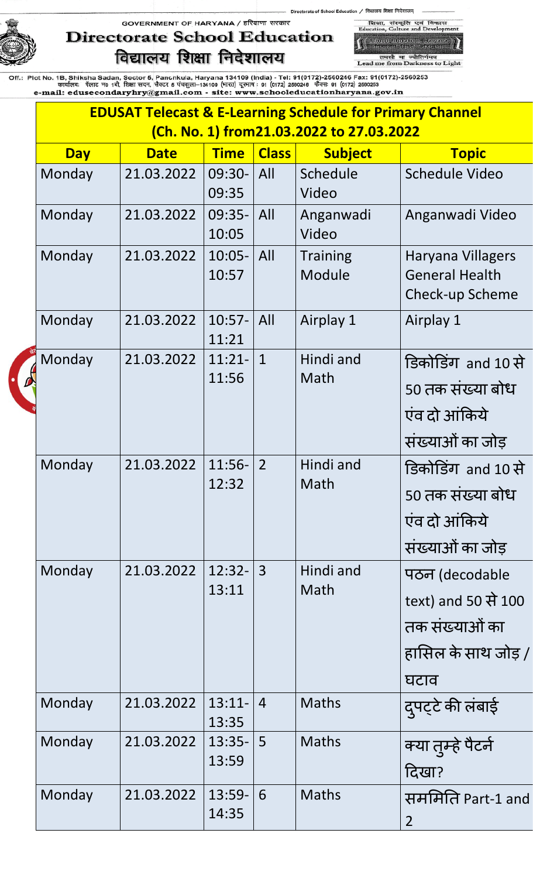GOVERNMENT OF HARYANA / हरियाणा सरकार

# Directorate School Education
# विद्यालय शिक्षा निदेशालय

Off.: Plot No. 1B, Shiksha Sadan, Sector 5, Panchkula, Haryana 134109 (India) - Tel: 91(0172)-2560246 Fax: 91(0172)-2560253
कार्यालय: प्लॉट न0 1बी, शिक्षा सदन, सैक्टर 5 पंचकुला–134109 (भारत) दूरभाष : 91 (0172) 2560246 फैक्स: 91 (0172) 2560253
e-mail: edusecondaryhry@gmail.com - site: www.schooleducationharyana.gov.in

**EDUSAT Telecast & E-Learning Schedule for Primary Channel (Ch. No. 1) from21.03.2022 to 27.03.2022**

| Day | Date | Time | Class | Subject | Topic |
|---|---|---|---|---|---|
| Monday | 21.03.2022 | 09:30-09:35 | All | Schedule Video | Schedule Video |
| Monday | 21.03.2022 | 09:35-10:05 | All | Anganwadi Video | Anganwadi Video |
| Monday | 21.03.2022 | 10:05-10:57 | All | Training Module | Haryana Villagers General Health Check-up Scheme |
| Monday | 21.03.2022 | 10:57-11:21 | All | Airplay 1 | Airplay 1 |
| Monday | 21.03.2022 | 11:21-11:56 | 1 | Hindi and Math | डिकोडिंग and 10 से 50 तक संख्या बोध एंव दो आंकिये संख्याओं का जोड़ |
| Monday | 21.03.2022 | 11:56-12:32 | 2 | Hindi and Math | डिकोडिंग and 10 से 50 तक संख्या बोध एंव दो आंकिये संख्याओं का जोड़ |
| Monday | 21.03.2022 | 12:32-13:11 | 3 | Hindi and Math | पठन (decodable text) and 50 से 100 तक संख्याओं का हासिल के साथ जोड़ / घटाव |
| Monday | 21.03.2022 | 13:11-13:35 | 4 | Maths | दुपट्टे की लंबाई |
| Monday | 21.03.2022 | 13:35-13:59 | 5 | Maths | क्या तुम्हे पैटर्न दिखा? |
| Monday | 21.03.2022 | 13:59-14:35 | 6 | Maths | सममिति Part-1 and 2 |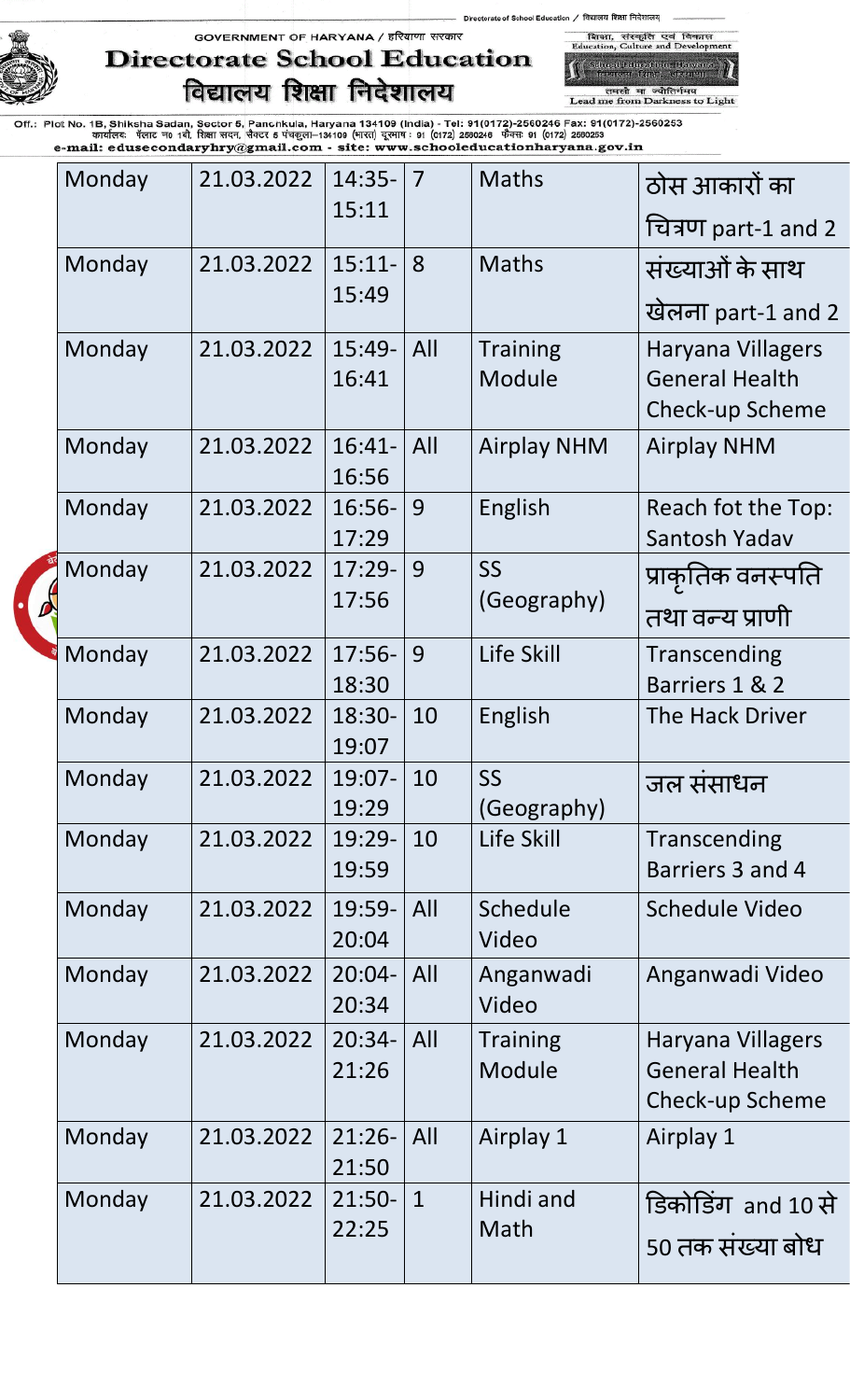| Monday | 21.03.2022 | 14:35-15:11 | 7 | Maths | ठोस आकारों का चित्रण part-1 and 2 |
|---|---|---|---|---|---|
| Monday | 21.03.2022 | 15:11-15:49 | 8 | Maths | संख्याओं के साथ खेलना part-1 and 2 |
| Monday | 21.03.2022 | 15:49-16:41 | All | Training Module | Haryana Villagers General Health Check-up Scheme |
| Monday | 21.03.2022 | 16:41-16:56 | All | Airplay NHM | Airplay NHM |
| Monday | 21.03.2022 | 16:56-17:29 | 9 | English | Reach fot the Top: Santosh Yadav |
| Monday | 21.03.2022 | 17:29-17:56 | 9 | SS (Geography) | प्राकृतिक वनस्पति तथा वन्य प्राणी |
| Monday | 21.03.2022 | 17:56-18:30 | 9 | Life Skill | Transcending Barriers 1 & 2 |
| Monday | 21.03.2022 | 18:30-19:07 | 10 | English | The Hack Driver |
| Monday | 21.03.2022 | 19:07-19:29 | 10 | SS (Geography) | जल संसाधन |
| Monday | 21.03.2022 | 19:29-19:59 | 10 | Life Skill | Transcending Barriers 3 and 4 |
| Monday | 21.03.2022 | 19:59-20:04 | All | Schedule Video | Schedule Video |
| Monday | 21.03.2022 | 20:04-20:34 | All | Anganwadi Video | Anganwadi Video |
| Monday | 21.03.2022 | 20:34-21:26 | All | Training Module | Haryana Villagers General Health Check-up Scheme |
| Monday | 21.03.2022 | 21:26-21:50 | All | Airplay 1 | Airplay 1 |
| Monday | 21.03.2022 | 21:50-22:25 | 1 | Hindi and Math | डिकोडिंग and 10 से 50 तक संख्या बोध |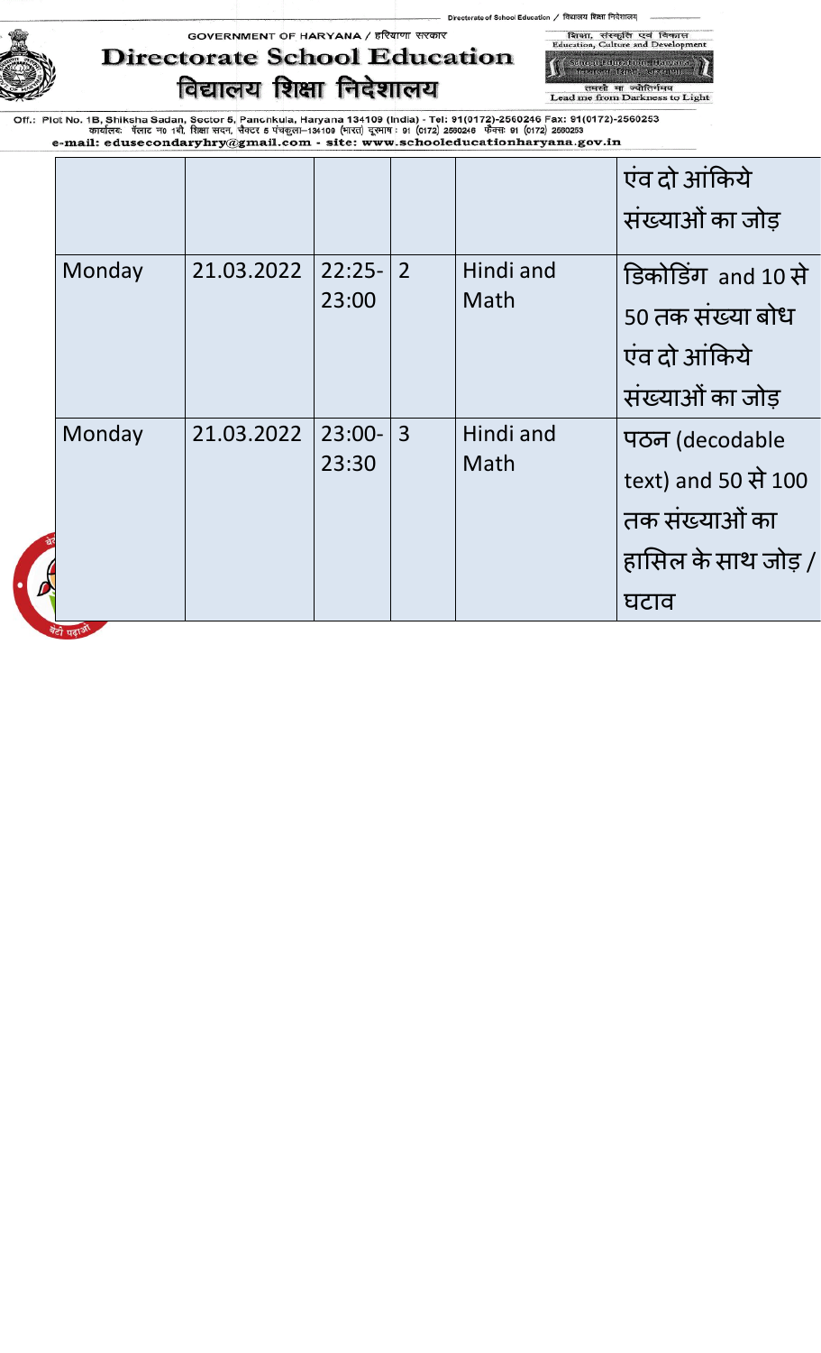|  |  |  |  |  | एंव दो आंकिये संख्याओं का जोड़ |
|---|---|---|---|---|---|
| Monday | 21.03.2022 | 22:25-23:00 | 2 | Hindi and Math | डिकोडिंग and 10 से 50 तक संख्या बोध एंव दो आंकिये संख्याओं का जोड़ |
| Monday | 21.03.2022 | 23:00-23:30 | 3 | Hindi and Math | पठन (decodable text) and 50 से 100 तक संख्याओं का हासिल के साथ जोड़ / घटाव |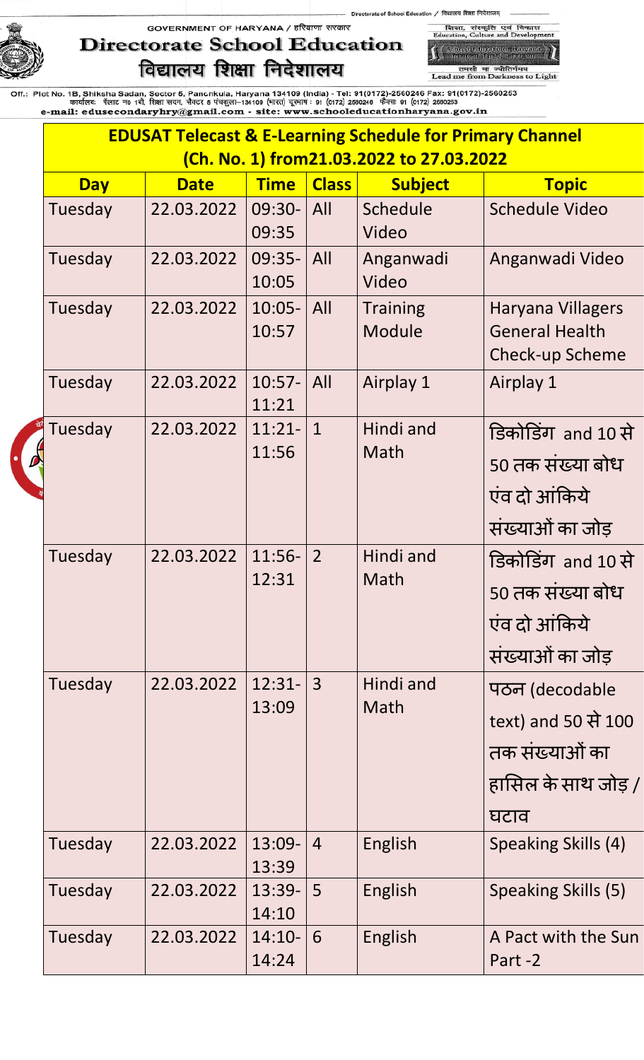Directorate of School Education / विद्यालय शिक्षा निदेशालय

GOVERNMENT OF HARYANA / हरियाणा सरकार

# Directorate School Education
# विद्यालय शिक्षा निदेशालय

शिक्षा, संस्कृति एवं विकास
Education, Culture and Development

तमसो मा ज्योतिर्गमय
Lead me from Darkness to Light

Off.: Plot No. 1B, Shiksha Sadan, Sector 5, Panchkula, Haryana 134109 (India) - Tel: 91(0172)-2560246 Fax: 91(0172)-2560253
कार्यालय: प्लाट न० 1बी, शिक्षा सदन, सैक्टर 5 पंचकूला–134109 (भारत) दूरभाष : 91 (0172) 2560246 फैक्स 91 (0172) 2560253
e-mail: edusecondaryhry@gmail.com - site: www.schooleducationharyana.gov.in

## EDUSAT Telecast & E-Learning Schedule for Primary Channel (Ch. No. 1) from21.03.2022 to 27.03.2022

| Day | Date | Time | Class | Subject | Topic |
|---|---|---|---|---|---|
| Tuesday | 22.03.2022 | 09:30-09:35 | All | Schedule Video | Schedule Video |
| Tuesday | 22.03.2022 | 09:35-10:05 | All | Anganwadi Video | Anganwadi Video |
| Tuesday | 22.03.2022 | 10:05-10:57 | All | Training Module | Haryana Villagers General Health Check-up Scheme |
| Tuesday | 22.03.2022 | 10:57-11:21 | All | Airplay 1 | Airplay 1 |
| Tuesday | 22.03.2022 | 11:21-11:56 | 1 | Hindi and Math | डिकोडिंग and 10 से 50 तक संख्या बोध एंव दो आंकिये संख्याओं का जोड़ |
| Tuesday | 22.03.2022 | 11:56-12:31 | 2 | Hindi and Math | डिकोडिंग and 10 से 50 तक संख्या बोध एंव दो आंकिये संख्याओं का जोड़ |
| Tuesday | 22.03.2022 | 12:31-13:09 | 3 | Hindi and Math | पठन (decodable text) and 50 से 100 तक संख्याओं का हासिल के साथ जोड़ / घटाव |
| Tuesday | 22.03.2022 | 13:09-13:39 | 4 | English | Speaking Skills (4) |
| Tuesday | 22.03.2022 | 13:39-14:10 | 5 | English | Speaking Skills (5) |
| Tuesday | 22.03.2022 | 14:10-14:24 | 6 | English | A Pact with the Sun Part -2 |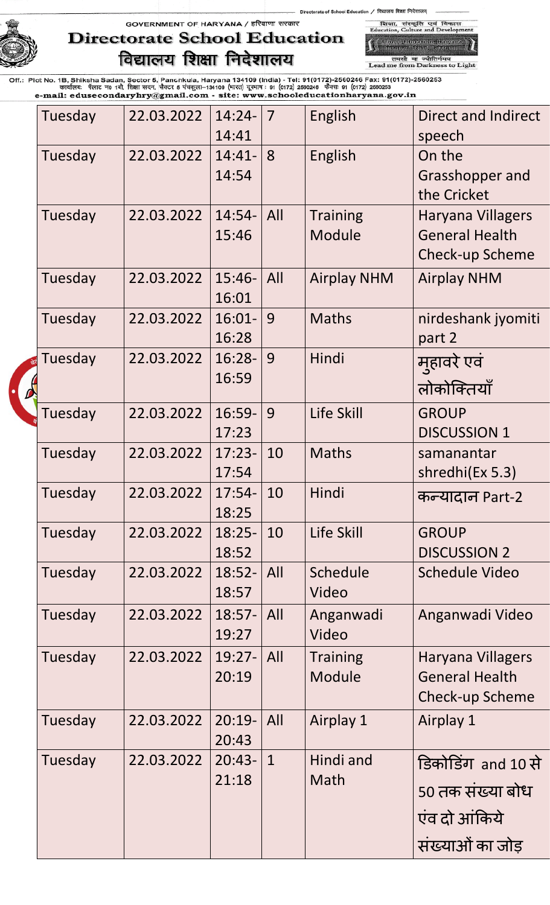| Tuesday | 22.03.2022 | 14:24-14:41 | 7 | English | Direct and Indirect speech |
|---|---|---|---|---|---|
| Tuesday | 22.03.2022 | 14:41-14:54 | 8 | English | On the Grasshopper and the Cricket |
| Tuesday | 22.03.2022 | 14:54-15:46 | All | Training Module | Haryana Villagers General Health Check-up Scheme |
| Tuesday | 22.03.2022 | 15:46-16:01 | All | Airplay NHM | Airplay NHM |
| Tuesday | 22.03.2022 | 16:01-16:28 | 9 | Maths | nirdeshank jyomiti part 2 |
| Tuesday | 22.03.2022 | 16:28-16:59 | 9 | Hindi | मुहावरे एवं लोकोक्तियाँ |
| Tuesday | 22.03.2022 | 16:59-17:23 | 9 | Life Skill | GROUP DISCUSSION 1 |
| Tuesday | 22.03.2022 | 17:23-17:54 | 10 | Maths | samanantar shredhi(Ex 5.3) |
| Tuesday | 22.03.2022 | 17:54-18:25 | 10 | Hindi | कन्यादान Part-2 |
| Tuesday | 22.03.2022 | 18:25-18:52 | 10 | Life Skill | GROUP DISCUSSION 2 |
| Tuesday | 22.03.2022 | 18:52-18:57 | All | Schedule Video | Schedule Video |
| Tuesday | 22.03.2022 | 18:57-19:27 | All | Anganwadi Video | Anganwadi Video |
| Tuesday | 22.03.2022 | 19:27-20:19 | All | Training Module | Haryana Villagers General Health Check-up Scheme |
| Tuesday | 22.03.2022 | 20:19-20:43 | All | Airplay 1 | Airplay 1 |
| Tuesday | 22.03.2022 | 20:43-21:18 | 1 | Hindi and Math | डिकोडिंग and 10 से 50 तक संख्या बोध एंव दो आंकिये संख्याओं का जोड़ |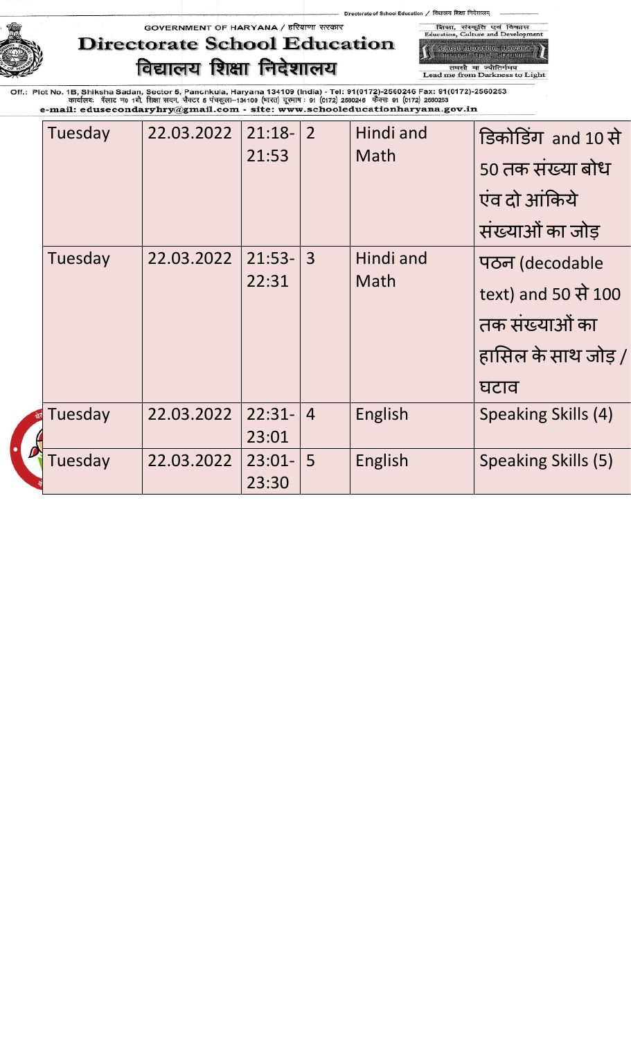| Tuesday | 22.03.2022 | 21:18-21:53 | 2 | Hindi and Math | डिकोडिंग and 10 से 50 तक संख्या बोध एंव दो आंकिये संख्याओं का जोड़ |
|---|---|---|---|---|---|
| Tuesday | 22.03.2022 | 21:53-22:31 | 3 | Hindi and Math | पठन (decodable text) and 50 से 100 तक संख्याओं का हासिल के साथ जोड़ / घटाव |
| Tuesday | 22.03.2022 | 22:31-23:01 | 4 | English | Speaking Skills (4) |
| Tuesday | 22.03.2022 | 23:01-23:30 | 5 | English | Speaking Skills (5) |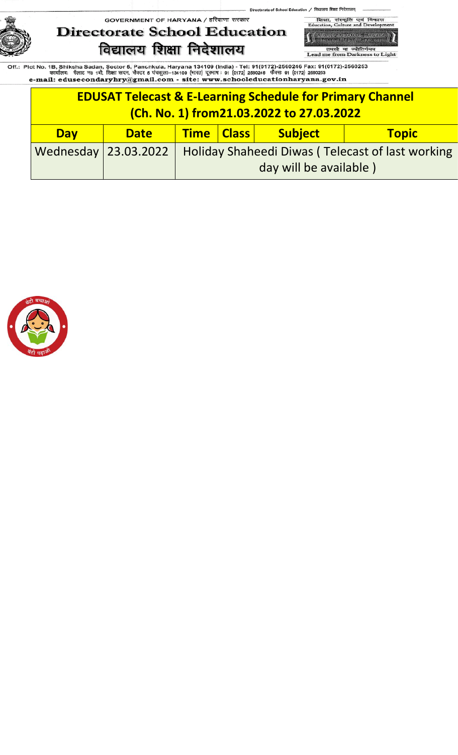Directorate of School Education / विद्यालय शिक्षा निदेशालय

GOVERNMENT OF HARYANA / हरियाणा सरकार

# Directorate School Education
# विद्यालय शिक्षा निदेशालय

शिक्षा, संस्कृति एवं विकास
Education, Culture and Development

तमसो मा ज्योतिर्गमय
Lead me from Darkness to Light

Off.: Plot No. 1B, Shiksha Sadan, Sector 5, Panchkula, Haryana 134109 (India) - Tel: 91(0172)-2560246 Fax: 91(0172)-2560253
कार्यालयः प्लाट न0 1बी, शिक्षा सदन, सैक्टर 5 पंचकूला–134109 (भारत) दूरभाष : 91 (0172) 2560246 फैक्स: 91 (0172) 2560253
e-mail: edusecondaryhry@gmail.com - site: www.schooleducationharyana.gov.in

| EDUSAT Telecast & E-Learning Schedule for Primary Channel (Ch. No. 1) from21.03.2022 to 27.03.2022 | | | | | |
|---|---|---|---|---|---|
| **Day** | **Date** | **Time** | **Class** | **Subject** | **Topic** |
| Wednesday | 23.03.2022 | Holiday Shaheedi Diwas ( Telecast of last working day will be available ) | | | |

बेटी बचाओ बेटी पढ़ाओ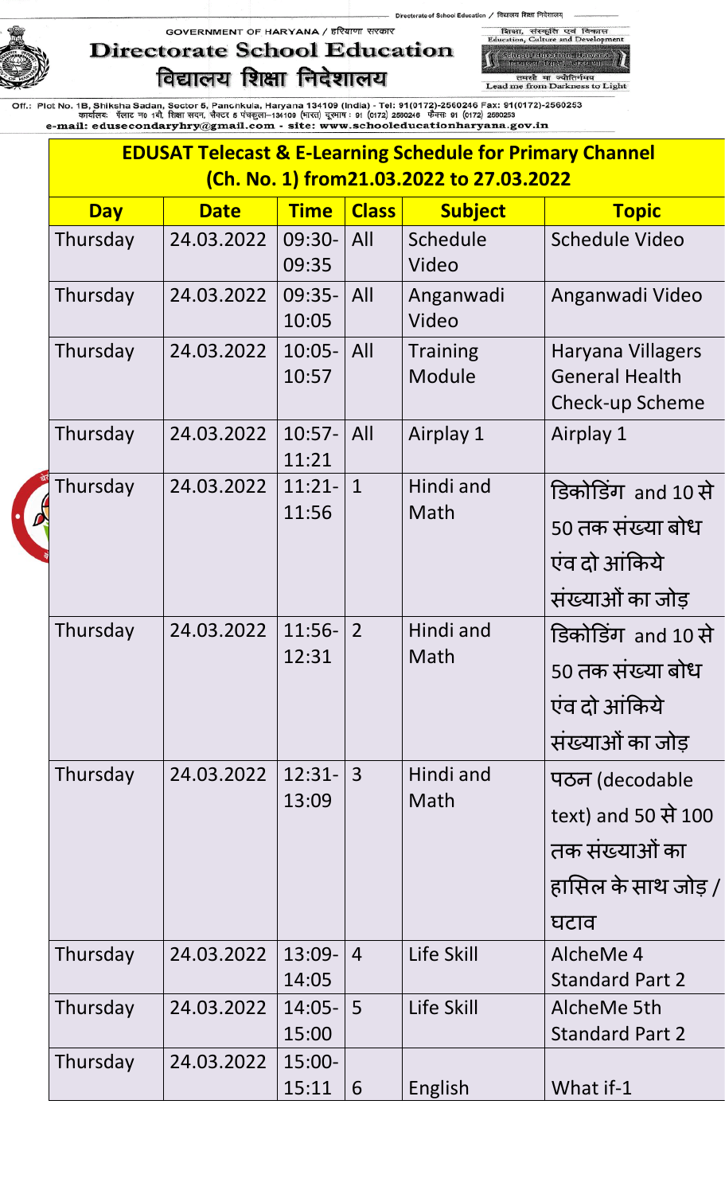GOVERNMENT OF HARYANA / हरियाणा सरकार

# Directorate School Education
# विद्यालय शिक्षा निदेशालय

Off.: Plot No. 1B, Shiksha Sadan, Sector 5, Panchkula, Haryana 134109 (India) - Tel: 91(0172)-2560246 Fax: 91(0172)-2560253
कार्यालय: प्लाट न0 1बी, शिक्षा सदन, सैक्टर 5 पंचकूला–134109 (भारत) दूरभाष : 91 (0172) 2560246 फैक्स: 91 (0172) 2560253
e-mail: edusecondaryhry@gmail.com - site: www.schooleducationharyana.gov.in

## EDUSAT Telecast & E-Learning Schedule for Primary Channel (Ch. No. 1) from21.03.2022 to 27.03.2022

| Day | Date | Time | Class | Subject | Topic |
|---|---|---|---|---|---|
| Thursday | 24.03.2022 | 09:30-09:35 | All | Schedule Video | Schedule Video |
| Thursday | 24.03.2022 | 09:35-10:05 | All | Anganwadi Video | Anganwadi Video |
| Thursday | 24.03.2022 | 10:05-10:57 | All | Training Module | Haryana Villagers General Health Check-up Scheme |
| Thursday | 24.03.2022 | 10:57-11:21 | All | Airplay 1 | Airplay 1 |
| Thursday | 24.03.2022 | 11:21-11:56 | 1 | Hindi and Math | डिकोडिंग and 10 से 50 तक संख्या बोध एंव दो आंकिये संख्याओं का जोड़ |
| Thursday | 24.03.2022 | 11:56-12:31 | 2 | Hindi and Math | डिकोडिंग and 10 से 50 तक संख्या बोध एंव दो आंकिये संख्याओं का जोड़ |
| Thursday | 24.03.2022 | 12:31-13:09 | 3 | Hindi and Math | पठन (decodable text) and 50 से 100 तक संख्याओं का हासिल के साथ जोड़ / घटाव |
| Thursday | 24.03.2022 | 13:09-14:05 | 4 | Life Skill | AlcheMe 4 Standard Part 2 |
| Thursday | 24.03.2022 | 14:05-15:00 | 5 | Life Skill | AlcheMe 5th Standard Part 2 |
| Thursday | 24.03.2022 | 15:00-15:11 | 6 | English | What if-1 |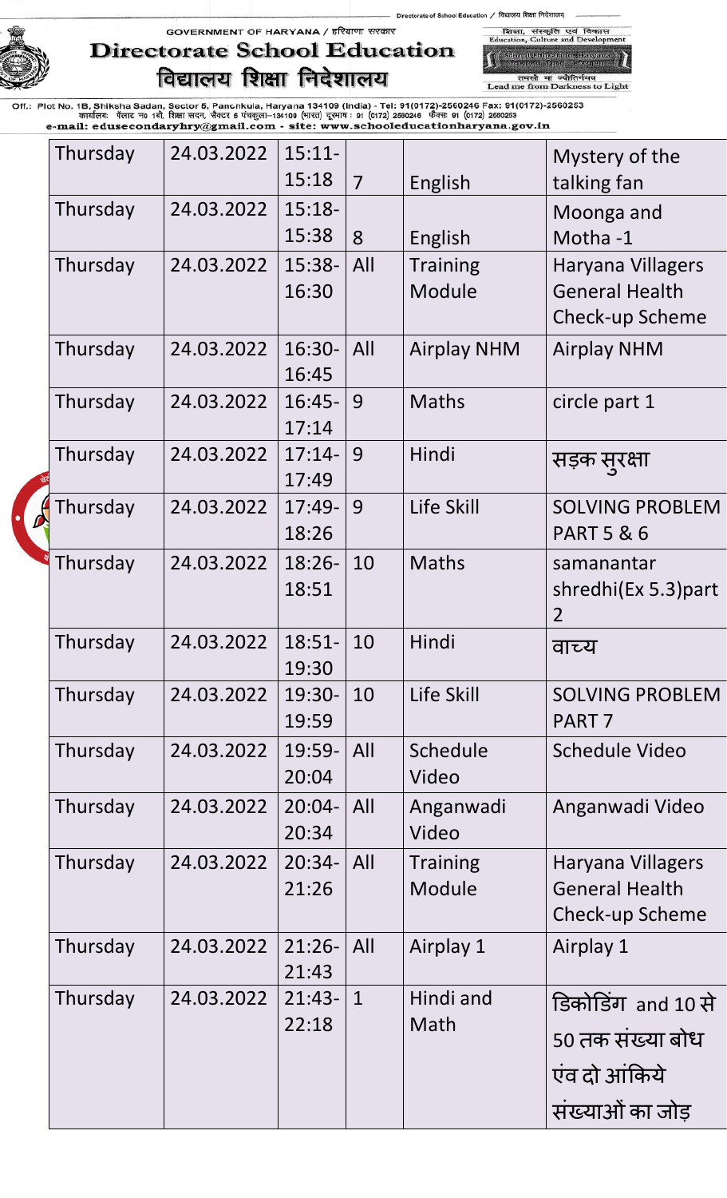| Thursday | 24.03.2022 | 15:11-15:18 | 7 | English | Mystery of the talking fan |
|---|---|---|---|---|---|
| Thursday | 24.03.2022 | 15:18-15:38 | 8 | English | Moonga and Motha -1 |
| Thursday | 24.03.2022 | 15:38-16:30 | All | Training Module | Haryana Villagers General Health Check-up Scheme |
| Thursday | 24.03.2022 | 16:30-16:45 | All | Airplay NHM | Airplay NHM |
| Thursday | 24.03.2022 | 16:45-17:14 | 9 | Maths | circle part 1 |
| Thursday | 24.03.2022 | 17:14-17:49 | 9 | Hindi | सड़क सुरक्षा |
| Thursday | 24.03.2022 | 17:49-18:26 | 9 | Life Skill | SOLVING PROBLEM PART 5 & 6 |
| Thursday | 24.03.2022 | 18:26-18:51 | 10 | Maths | samanantar shredhi(Ex 5.3)part 2 |
| Thursday | 24.03.2022 | 18:51-19:30 | 10 | Hindi | वाच्य |
| Thursday | 24.03.2022 | 19:30-19:59 | 10 | Life Skill | SOLVING PROBLEM PART 7 |
| Thursday | 24.03.2022 | 19:59-20:04 | All | Schedule Video | Schedule Video |
| Thursday | 24.03.2022 | 20:04-20:34 | All | Anganwadi Video | Anganwadi Video |
| Thursday | 24.03.2022 | 20:34-21:26 | All | Training Module | Haryana Villagers General Health Check-up Scheme |
| Thursday | 24.03.2022 | 21:26-21:43 | All | Airplay 1 | Airplay 1 |
| Thursday | 24.03.2022 | 21:43-22:18 | 1 | Hindi and Math | डिकोडिंग and 10 से 50 तक संख्या बोध एंव दो आंकिये संख्याओं का जोड़ |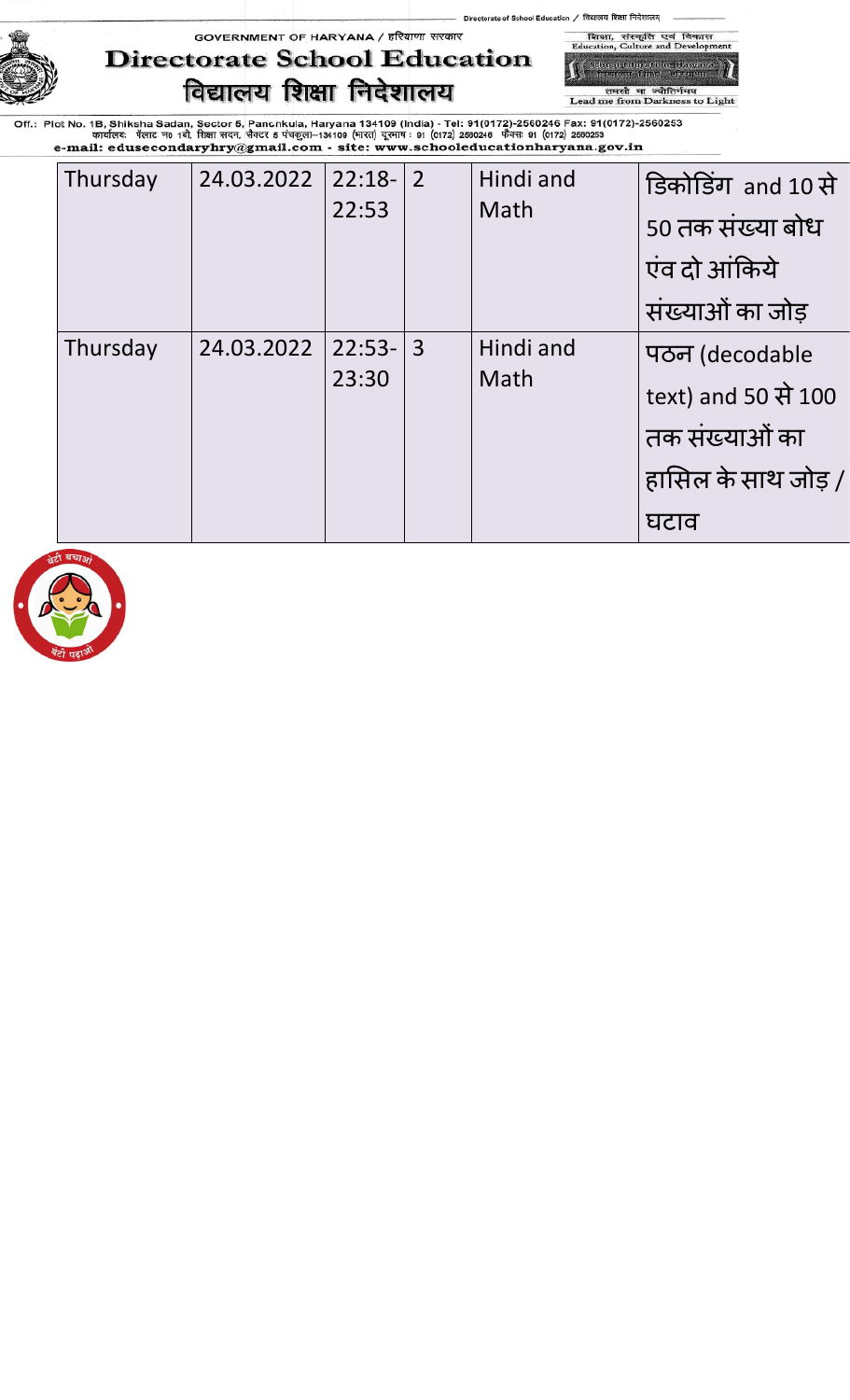| Thursday | 24.03.2022 | 22:18-22:53 | 2 | Hindi and Math | डिकोडिंग and 10 से 50 तक संख्या बोध एंव दो आंकिये संख्याओं का जोड़ |
|---|---|---|---|---|---|
| Thursday | 24.03.2022 | 22:53-23:30 | 3 | Hindi and Math | पठन (decodable text) and 50 से 100 तक संख्याओं का हासिल के साथ जोड़ / घटाव |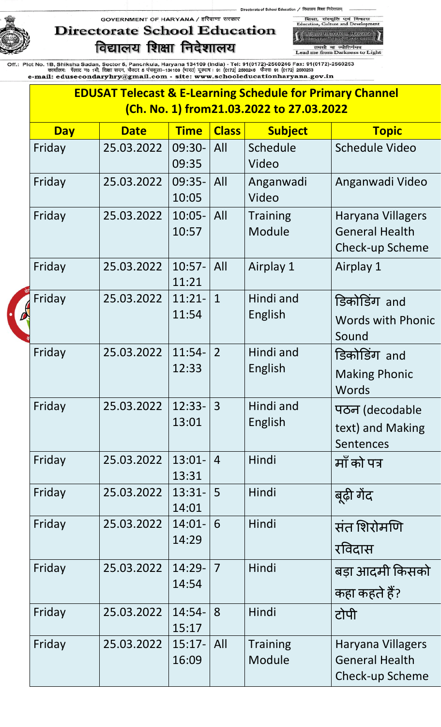GOVERNMENT OF HARYANA / हरियाणा सरकार

# Directorate School Education

# विद्यालय शिक्षा निदेशालय

शिक्षा, संस्कृति एवं विकास
Education, Culture and Development

तमसो मा ज्योतिर्गमय
Lead me from Darkness to Light

Off.: Plot No. 1B, Shiksha Sadan, Sector 5, Panchkula, Haryana 134109 (India) - Tel: 91(0172)-2560246 Fax: 91(0172)-2560253
कार्यालय: प्लाट न0 1बी, शिक्षा सदन, सैक्टर 5 पंचकूला–134109 (भारत) दूरभाष : 91 (0172) 2560246 फैक्स: 91 (0172) 2560253
e-mail: edusecondaryhry@gmail.com - site: www.schooleducationharyana.gov.in

## EDUSAT Telecast & E-Learning Schedule for Primary Channel (Ch. No. 1) from21.03.2022 to 27.03.2022

| Day | Date | Time | Class | Subject | Topic |
|---|---|---|---|---|---|
| Friday | 25.03.2022 | 09:30-09:35 | All | Schedule Video | Schedule Video |
| Friday | 25.03.2022 | 09:35-10:05 | All | Anganwadi Video | Anganwadi Video |
| Friday | 25.03.2022 | 10:05-10:57 | All | Training Module | Haryana Villagers General Health Check-up Scheme |
| Friday | 25.03.2022 | 10:57-11:21 | All | Airplay 1 | Airplay 1 |
| Friday | 25.03.2022 | 11:21-11:54 | 1 | Hindi and English | डिकोडिंग and Words with Phonic Sound |
| Friday | 25.03.2022 | 11:54-12:33 | 2 | Hindi and English | डिकोडिंग and Making Phonic Words |
| Friday | 25.03.2022 | 12:33-13:01 | 3 | Hindi and English | पठन (decodable text) and Making Sentences |
| Friday | 25.03.2022 | 13:01-13:31 | 4 | Hindi | माँ को पत्र |
| Friday | 25.03.2022 | 13:31-14:01 | 5 | Hindi | बूढ़ी गेंद |
| Friday | 25.03.2022 | 14:01-14:29 | 6 | Hindi | संत शिरोमणि रविदास |
| Friday | 25.03.2022 | 14:29-14:54 | 7 | Hindi | बड़ा आदमी किसको कहा कहते हैं? |
| Friday | 25.03.2022 | 14:54-15:17 | 8 | Hindi | टोपी |
| Friday | 25.03.2022 | 15:17-16:09 | All | Training Module | Haryana Villagers General Health Check-up Scheme |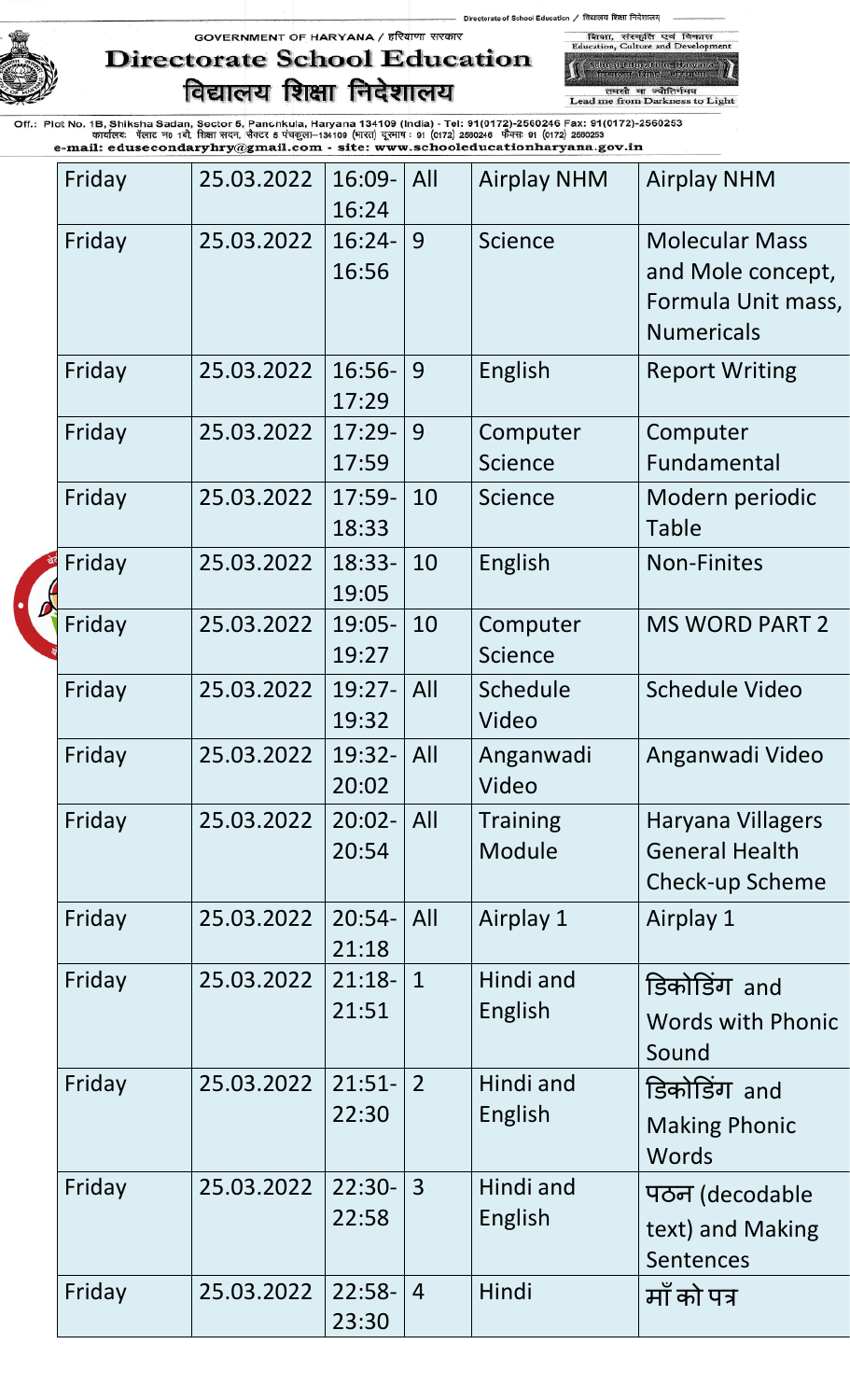| Friday | 25.03.2022 | 16:09-16:24 | All | Airplay NHM | Airplay NHM |
|---|---|---|---|---|---|
| Friday | 25.03.2022 | 16:24-16:56 | 9 | Science | Molecular Mass and Mole concept, Formula Unit mass, Numericals |
| Friday | 25.03.2022 | 16:56-17:29 | 9 | English | Report Writing |
| Friday | 25.03.2022 | 17:29-17:59 | 9 | Computer Science | Computer Fundamental |
| Friday | 25.03.2022 | 17:59-18:33 | 10 | Science | Modern periodic Table |
| Friday | 25.03.2022 | 18:33-19:05 | 10 | English | Non-Finites |
| Friday | 25.03.2022 | 19:05-19:27 | 10 | Computer Science | MS WORD PART 2 |
| Friday | 25.03.2022 | 19:27-19:32 | All | Schedule Video | Schedule Video |
| Friday | 25.03.2022 | 19:32-20:02 | All | Anganwadi Video | Anganwadi Video |
| Friday | 25.03.2022 | 20:02-20:54 | All | Training Module | Haryana Villagers General Health Check-up Scheme |
| Friday | 25.03.2022 | 20:54-21:18 | All | Airplay 1 | Airplay 1 |
| Friday | 25.03.2022 | 21:18-21:51 | 1 | Hindi and English | डिकोडिंग and Words with Phonic Sound |
| Friday | 25.03.2022 | 21:51-22:30 | 2 | Hindi and English | डिकोडिंग and Making Phonic Words |
| Friday | 25.03.2022 | 22:30-22:58 | 3 | Hindi and English | पठन (decodable text) and Making Sentences |
| Friday | 25.03.2022 | 22:58-23:30 | 4 | Hindi | माँ को पत्र |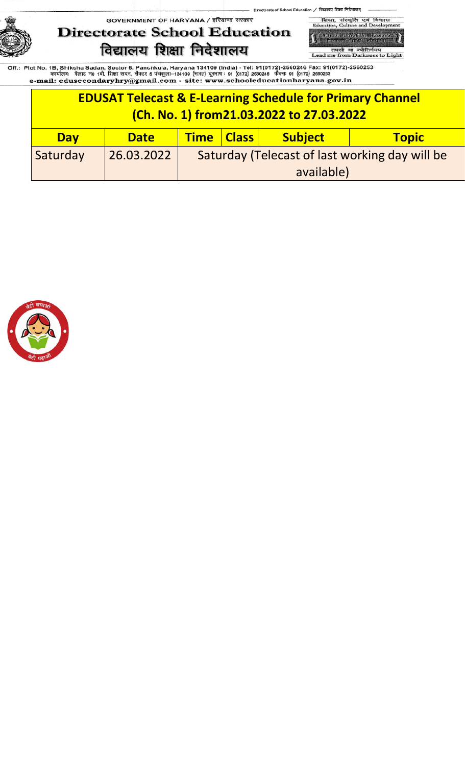GOVERNMENT OF HARYANA / हरियाणा सरकार

# Directorate School Education
# विद्यालय शिक्षा निदेशालय

शिक्षा, संस्कृति एवं विकास
Education, Culture and Development

तमसो मा ज्योतिर्गमय
Lead me from Darkness to Light

Off.: Plot No. 1B, Shiksha Sadan, Sector 5, Panchkula, Haryana 134109 (India) - Tel: 91(0172)-2560246 Fax: 91(0172)-2560253
कार्यालयः प्लाट न० 1बी, शिक्षा सदन, सैक्टर 5 पंचकूला–134109 (भारत) दूरभाष : 91 (0172) 2560246 फैक्सः 91 (0172) 2560253
e-mail: edusecondaryhry@gmail.com - site: www.schooleducationharyana.gov.in

## EDUSAT Telecast & E-Learning Schedule for Primary Channel (Ch. No. 1) from21.03.2022 to 27.03.2022

| Day | Date | Time | Class | Subject | Topic |
|---|---|---|---|---|---|
| Saturday | 26.03.2022 | Saturday (Telecast of last working day will be available) | | | |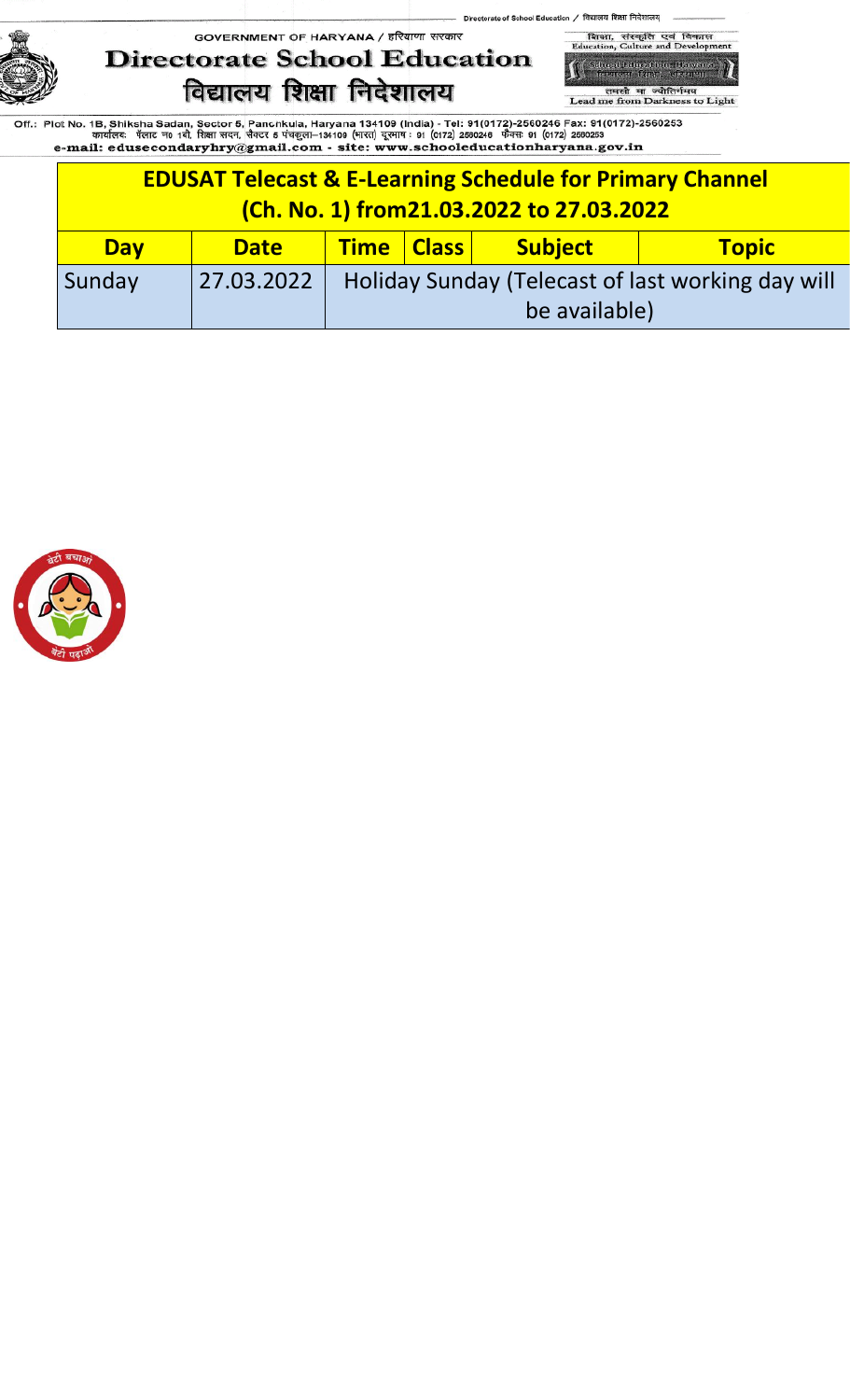Directorate of School Education / विद्यालय शिक्षा निदेशालय

GOVERNMENT OF HARYANA / हरियाणा सरकार

# Directorate School Education
# विद्यालय शिक्षा निदेशालय

शिक्षा, संस्कृति एवं विकास
Education, Culture and Development

तमसो मा ज्योतिर्गमय
Lead me from Darkness to Light

Off.: Plot No. 1B, Shiksha Sadan, Sector 5, Panchkula, Haryana 134109 (India) - Tel: 91(0172)-2560246 Fax: 91(0172)-2560253
कार्यालयः प्लाट न० 1बी, शिक्षा सदन, सैक्टर 5 पंचकूला–134109 (भारत) दूरभाष : 91 (0172) 2560246 फैक्सः 91 (0172) 2560253
e-mail: edusecondaryhry@gmail.com - site: www.schooleducationharyana.gov.in

## EDUSAT Telecast & E-Learning Schedule for Primary Channel (Ch. No. 1) from21.03.2022 to 27.03.2022

| Day | Date | Time | Class | Subject | Topic |
|---|---|---|---|---|---|
| Sunday | 27.03.2022 | Holiday Sunday (Telecast of last working day will be available) | | | |

बेटी बचाओ बेटी पढ़ाओ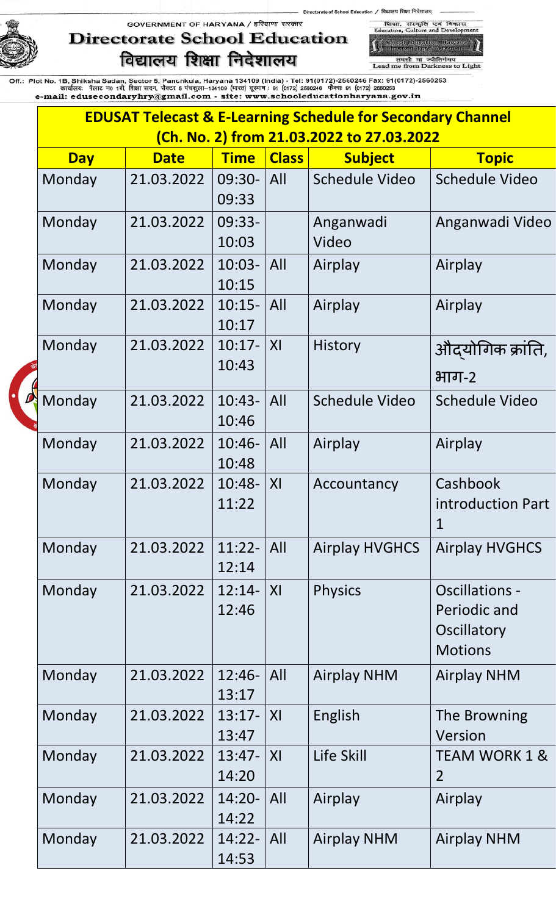GOVERNMENT OF HARYANA / हरियाणा सरकार

# Directorate School Education

# विद्यालय शिक्षा निदेशालय

शिक्षा, संस्कृति एवं विकास
Education, Culture and Development
तमसो मा ज्योतिर्गमय
Lead me from Darkness to Light

Off.: Plot No. 1B, Shiksha Sadan, Sector 5, Panchkula, Haryana 134109 (India) - Tel: 91(0172)-2560246 Fax: 91(0172)-2560253
कार्यालय: प्लाट न0 1बी, शिक्षा सदन, सैक्टर 5 पंचकूला–134109 (भारत) दूरभाष : 91 (0172) 2560246 फैक्स 91 (0172) 2560253
e-mail: edusecondaryhry@gmail.com - site: www.schooleducationharyana.gov.in

## EDUSAT Telecast & E-Learning Schedule for Secondary Channel (Ch. No. 2) from 21.03.2022 to 27.03.2022

| Day | Date | Time | Class | Subject | Topic |
|---|---|---|---|---|---|
| Monday | 21.03.2022 | 09:30-09:33 | All | Schedule Video | Schedule Video |
| Monday | 21.03.2022 | 09:33-10:03 | | Anganwadi Video | Anganwadi Video |
| Monday | 21.03.2022 | 10:03-10:15 | All | Airplay | Airplay |
| Monday | 21.03.2022 | 10:15-10:17 | All | Airplay | Airplay |
| Monday | 21.03.2022 | 10:17-10:43 | XI | History | औद्योगिक क्रांति, भाग-2 |
| Monday | 21.03.2022 | 10:43-10:46 | All | Schedule Video | Schedule Video |
| Monday | 21.03.2022 | 10:46-10:48 | All | Airplay | Airplay |
| Monday | 21.03.2022 | 10:48-11:22 | XI | Accountancy | Cashbook introduction Part 1 |
| Monday | 21.03.2022 | 11:22-12:14 | All | Airplay HVGHCS | Airplay HVGHCS |
| Monday | 21.03.2022 | 12:14-12:46 | XI | Physics | Oscillations - Periodic and Oscillatory Motions |
| Monday | 21.03.2022 | 12:46-13:17 | All | Airplay NHM | Airplay NHM |
| Monday | 21.03.2022 | 13:17-13:47 | XI | English | The Browning Version |
| Monday | 21.03.2022 | 13:47-14:20 | XI | Life Skill | TEAM WORK 1 & 2 |
| Monday | 21.03.2022 | 14:20-14:22 | All | Airplay | Airplay |
| Monday | 21.03.2022 | 14:22-14:53 | All | Airplay NHM | Airplay NHM |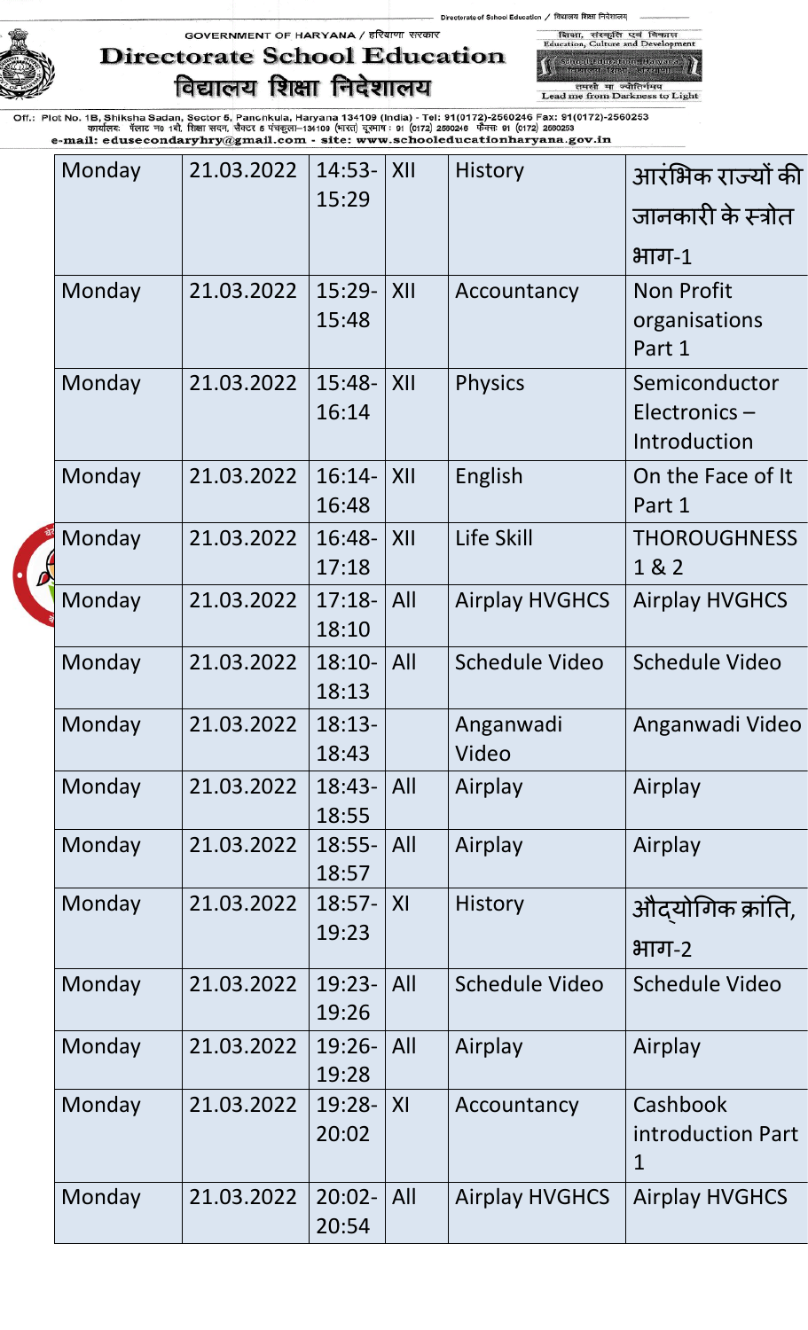| Monday | 21.03.2022 | 14:53-15:29 | XII | History | आरंभिक राज्यों की जानकारी के स्त्रोत भाग-1 |
|---|---|---|---|---|---|
| Monday | 21.03.2022 | 15:29-15:48 | XII | Accountancy | Non Profit organisations Part 1 |
| Monday | 21.03.2022 | 15:48-16:14 | XII | Physics | Semiconductor Electronics – Introduction |
| Monday | 21.03.2022 | 16:14-16:48 | XII | English | On the Face of It Part 1 |
| Monday | 21.03.2022 | 16:48-17:18 | XII | Life Skill | THOROUGHNESS 1 & 2 |
| Monday | 21.03.2022 | 17:18-18:10 | All | Airplay HVGHCS | Airplay HVGHCS |
| Monday | 21.03.2022 | 18:10-18:13 | All | Schedule Video | Schedule Video |
| Monday | 21.03.2022 | 18:13-18:43 | | Anganwadi Video | Anganwadi Video |
| Monday | 21.03.2022 | 18:43-18:55 | All | Airplay | Airplay |
| Monday | 21.03.2022 | 18:55-18:57 | All | Airplay | Airplay |
| Monday | 21.03.2022 | 18:57-19:23 | XI | History | औद्योगिक क्रांति, भाग-2 |
| Monday | 21.03.2022 | 19:23-19:26 | All | Schedule Video | Schedule Video |
| Monday | 21.03.2022 | 19:26-19:28 | All | Airplay | Airplay |
| Monday | 21.03.2022 | 19:28-20:02 | XI | Accountancy | Cashbook introduction Part 1 |
| Monday | 21.03.2022 | 20:02-20:54 | All | Airplay HVGHCS | Airplay HVGHCS |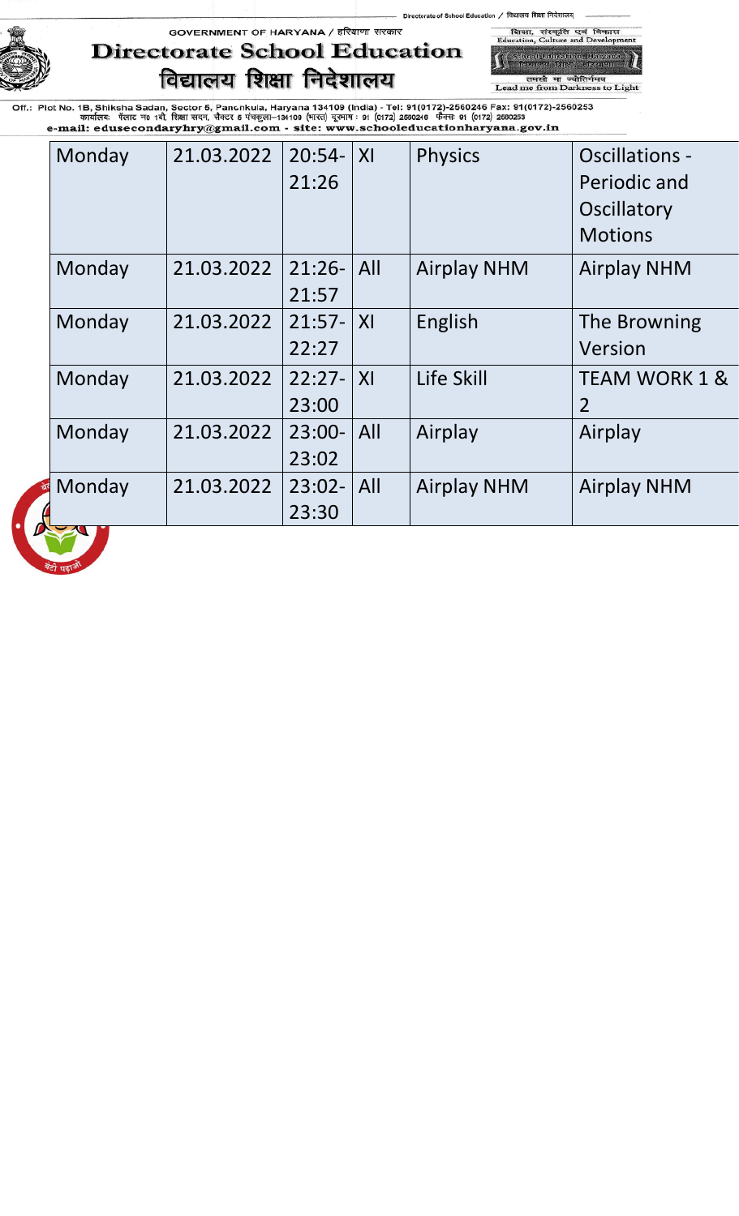| Monday | 21.03.2022 | 20:54-21:26 | XI | Physics | Oscillations - Periodic and Oscillatory Motions |
|---|---|---|---|---|---|
| Monday | 21.03.2022 | 21:26-21:57 | All | Airplay NHM | Airplay NHM |
| Monday | 21.03.2022 | 21:57-22:27 | XI | English | The Browning Version |
| Monday | 21.03.2022 | 22:27-23:00 | XI | Life Skill | TEAM WORK 1 & 2 |
| Monday | 21.03.2022 | 23:00-23:02 | All | Airplay | Airplay |
| Monday | 21.03.2022 | 23:02-23:30 | All | Airplay NHM | Airplay NHM |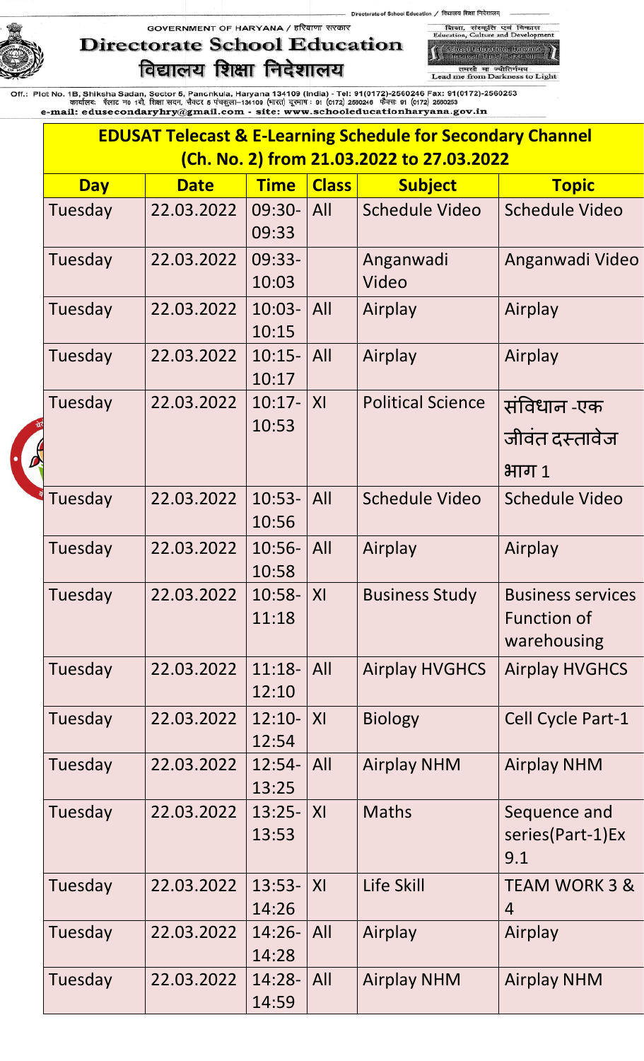GOVERNMENT OF HARYANA / हरियाणा सरकार

# Directorate School Education

# विद्यालय शिक्षा निदेशालय

शिक्षा, संस्कृति एवं विकास
Education, Culture and Development

तमसो मा ज्योतिर्गमय
Lead me from Darkness to Light

Off.: Plot No. 1B, Shiksha Sadan, Sector 5, Panchkula, Haryana 134109 (India) - Tel: 91(0172)-2560246 Fax: 91(0172)-2560253
कार्यालयः प्लॉट न० 1बी, शिक्षा सदन, सैक्टर 5 पंचकूला–134109 (भारत) दूरभाष : 91 (0172) 2560246 फैक्स: 91 (0172) 2560253
e-mail: edusecondaryhry@gmail.com - site: www.schooleducationharyana.gov.in

## EDUSAT Telecast & E-Learning Schedule for Secondary Channel (Ch. No. 2) from 21.03.2022 to 27.03.2022

| Day | Date | Time | Class | Subject | Topic |
|---|---|---|---|---|---|
| Tuesday | 22.03.2022 | 09:30-09:33 | All | Schedule Video | Schedule Video |
| Tuesday | 22.03.2022 | 09:33-10:03 | | Anganwadi Video | Anganwadi Video |
| Tuesday | 22.03.2022 | 10:03-10:15 | All | Airplay | Airplay |
| Tuesday | 22.03.2022 | 10:15-10:17 | All | Airplay | Airplay |
| Tuesday | 22.03.2022 | 10:17-10:53 | XI | Political Science | संविधान -एक जीवंत दस्तावेज भाग 1 |
| Tuesday | 22.03.2022 | 10:53-10:56 | All | Schedule Video | Schedule Video |
| Tuesday | 22.03.2022 | 10:56-10:58 | All | Airplay | Airplay |
| Tuesday | 22.03.2022 | 10:58-11:18 | XI | Business Study | Business services Function of warehousing |
| Tuesday | 22.03.2022 | 11:18-12:10 | All | Airplay HVGHCS | Airplay HVGHCS |
| Tuesday | 22.03.2022 | 12:10-12:54 | XI | Biology | Cell Cycle Part-1 |
| Tuesday | 22.03.2022 | 12:54-13:25 | All | Airplay NHM | Airplay NHM |
| Tuesday | 22.03.2022 | 13:25-13:53 | XI | Maths | Sequence and series(Part-1)Ex 9.1 |
| Tuesday | 22.03.2022 | 13:53-14:26 | XI | Life Skill | TEAM WORK 3 & 4 |
| Tuesday | 22.03.2022 | 14:26-14:28 | All | Airplay | Airplay |
| Tuesday | 22.03.2022 | 14:28-14:59 | All | Airplay NHM | Airplay NHM |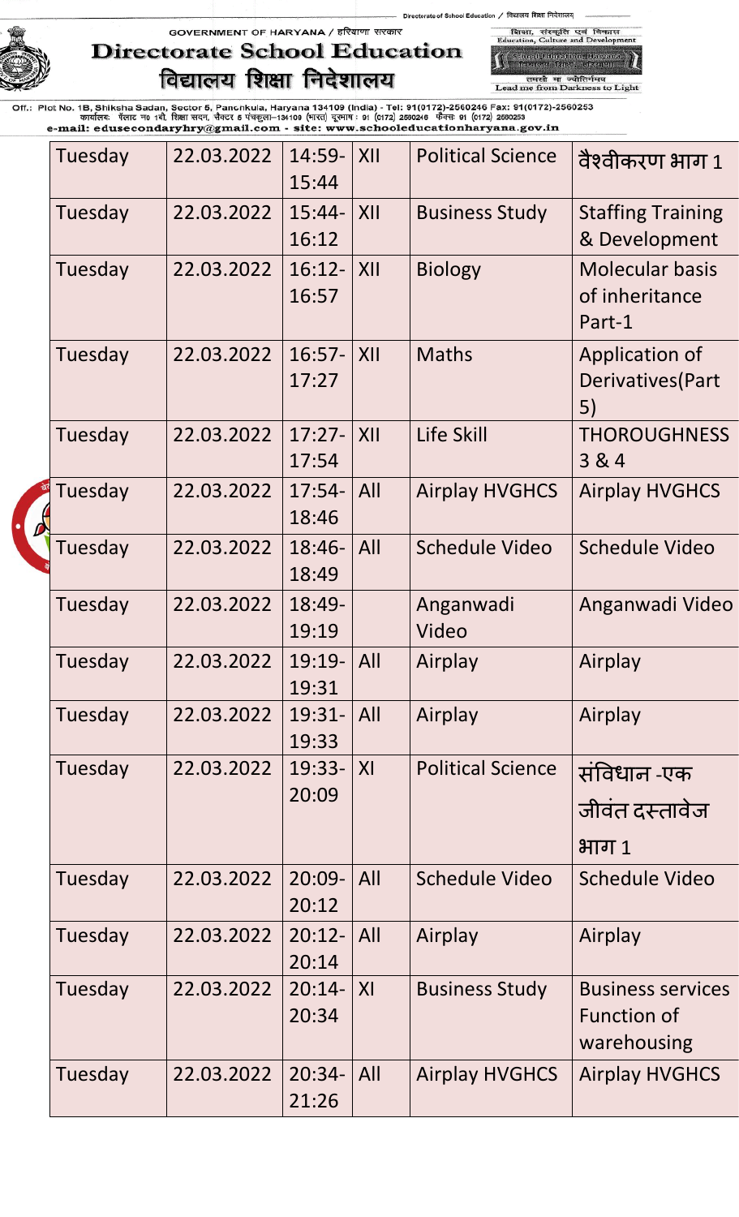| Tuesday | 22.03.2022 | 14:59-15:44 | XII | Political Science | वैश्वीकरण भाग 1 |
|---|---|---|---|---|---|
| Tuesday | 22.03.2022 | 15:44-16:12 | XII | Business Study | Staffing Training & Development |
| Tuesday | 22.03.2022 | 16:12-16:57 | XII | Biology | Molecular basis of inheritance Part-1 |
| Tuesday | 22.03.2022 | 16:57-17:27 | XII | Maths | Application of Derivatives(Part 5) |
| Tuesday | 22.03.2022 | 17:27-17:54 | XII | Life Skill | THOROUGHNESS 3 & 4 |
| Tuesday | 22.03.2022 | 17:54-18:46 | All | Airplay HVGHCS | Airplay HVGHCS |
| Tuesday | 22.03.2022 | 18:46-18:49 | All | Schedule Video | Schedule Video |
| Tuesday | 22.03.2022 | 18:49-19:19 | | Anganwadi Video | Anganwadi Video |
| Tuesday | 22.03.2022 | 19:19-19:31 | All | Airplay | Airplay |
| Tuesday | 22.03.2022 | 19:31-19:33 | All | Airplay | Airplay |
| Tuesday | 22.03.2022 | 19:33-20:09 | XI | Political Science | संविधान -एक जीवंत दस्तावेज भाग 1 |
| Tuesday | 22.03.2022 | 20:09-20:12 | All | Schedule Video | Schedule Video |
| Tuesday | 22.03.2022 | 20:12-20:14 | All | Airplay | Airplay |
| Tuesday | 22.03.2022 | 20:14-20:34 | XI | Business Study | Business services Function of warehousing |
| Tuesday | 22.03.2022 | 20:34-21:26 | All | Airplay HVGHCS | Airplay HVGHCS |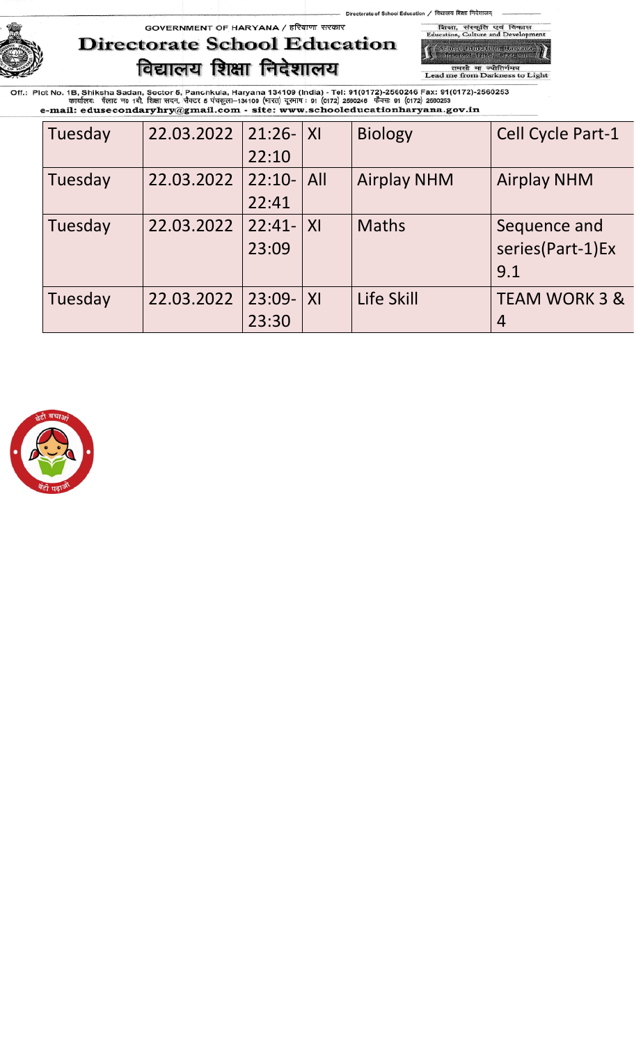| Tuesday | 22.03.2022 | 21:26-22:10 | XI | Biology | Cell Cycle Part-1 |
|---|---|---|---|---|---|
| Tuesday | 22.03.2022 | 22:10-22:41 | All | Airplay NHM | Airplay NHM |
| Tuesday | 22.03.2022 | 22:41-23:09 | XI | Maths | Sequence and series(Part-1)Ex 9.1 |
| Tuesday | 22.03.2022 | 23:09-23:30 | XI | Life Skill | TEAM WORK 3 & 4 |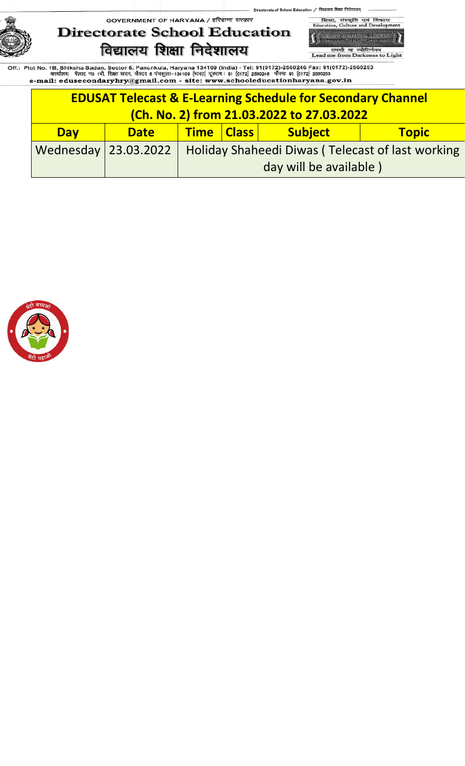GOVERNMENT OF HARYANA / हरियाणा सरकार

# Directorate School Education
# विद्यालय शिक्षा निदेशालय

शिक्षा, संस्कृति एवं विकास
Education, Culture and Development

तमसो मा ज्योतिर्गमय
Lead me from Darkness to Light

Off.: Plot No. 1B, Shiksha Sadan, Sector 5, Panchkula, Haryana 134109 (India) - Tel: 91(0172)-2560246 Fax: 91(0172)-2560253
कार्यालय: प्लाट न० 1बी, शिक्षा सदन, सैक्टर 5 पंचकूला–134109 (भारत) दूरभाष : 91 (0172) 2560246 फैक्स: 91 (0172) 2560253
e-mail: edusecondaryhry@gmail.com - site: www.schooleducationharyana.gov.in

| EDUSAT Telecast & E-Learning Schedule for Secondary Channel (Ch. No. 2) from 21.03.2022 to 27.03.2022 | | | | | |
|---|---|---|---|---|---|
| **Day** | **Date** | **Time** | **Class** | **Subject** | **Topic** |
| Wednesday | 23.03.2022 | Holiday Shaheedi Diwas ( Telecast of last working day will be available ) | | | |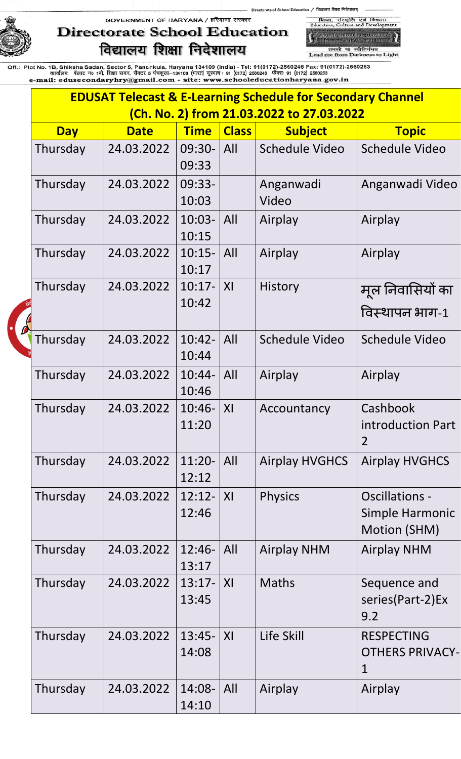GOVERNMENT OF HARYANA / हरियाणा सरकार

# Directorate School Education
# विद्यालय शिक्षा निदेशालय

शिक्षा, संस्कृति एवं विकास
Education, Culture and Development

तमसो मा ज्योतिर्गमय
Lead me from Darkness to Light

Off.: Plot No. 1B, Shiksha Sadan, Sector 5, Panchkula, Haryana 134109 (India) - Tel: 91(0172)-2560246 Fax: 91(0172)-2560253
कार्यालयः प्लाट न० 1बी, शिक्षा सदन, सैक्टर 5 पंचकुला–134109 (भारत) दूरभाष : 91 (0172) 2560246 फैक्स 91 (0172) 2560253
e-mail: edusecondaryhry@gmail.com - site: www.schooleducationharyana.gov.in

## EDUSAT Telecast & E-Learning Schedule for Secondary Channel (Ch. No. 2) from 21.03.2022 to 27.03.2022

| Day | Date | Time | Class | Subject | Topic |
|---|---|---|---|---|---|
| Thursday | 24.03.2022 | 09:30-09:33 | All | Schedule Video | Schedule Video |
| Thursday | 24.03.2022 | 09:33-10:03 | | Anganwadi Video | Anganwadi Video |
| Thursday | 24.03.2022 | 10:03-10:15 | All | Airplay | Airplay |
| Thursday | 24.03.2022 | 10:15-10:17 | All | Airplay | Airplay |
| Thursday | 24.03.2022 | 10:17-10:42 | XI | History | मूल निवासियों का विस्थापन भाग-1 |
| Thursday | 24.03.2022 | 10:42-10:44 | All | Schedule Video | Schedule Video |
| Thursday | 24.03.2022 | 10:44-10:46 | All | Airplay | Airplay |
| Thursday | 24.03.2022 | 10:46-11:20 | XI | Accountancy | Cashbook introduction Part 2 |
| Thursday | 24.03.2022 | 11:20-12:12 | All | Airplay HVGHCS | Airplay HVGHCS |
| Thursday | 24.03.2022 | 12:12-12:46 | XI | Physics | Oscillations - Simple Harmonic Motion (SHM) |
| Thursday | 24.03.2022 | 12:46-13:17 | All | Airplay NHM | Airplay NHM |
| Thursday | 24.03.2022 | 13:17-13:45 | XI | Maths | Sequence and series(Part-2)Ex 9.2 |
| Thursday | 24.03.2022 | 13:45-14:08 | XI | Life Skill | RESPECTING OTHERS PRIVACY-1 |
| Thursday | 24.03.2022 | 14:08-14:10 | All | Airplay | Airplay |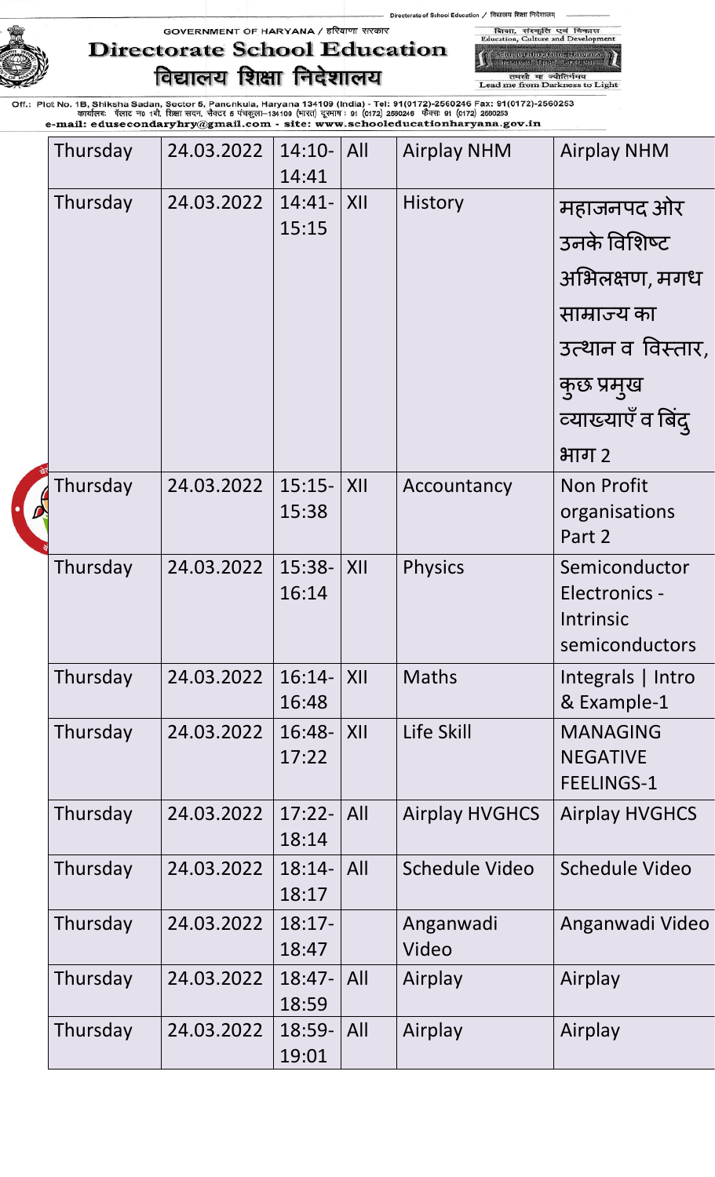GOVERNMENT OF HARYANA / हरियाणा सरकार

# Directorate School Education
# विद्यालय शिक्षा निदेशालय

Off.: Plot No. 1B, Shiksha Sadan, Sector 5, Panchkula, Haryana 134109 (India) - Tel: 91(0172)-2560246 Fax: 91(0172)-2560253
कार्यालय: प्लाट न0 1बी, शिक्षा सदन, सैक्टर 5 पंचकुला–134109 (भारत) दूरभाष : 91 (0172) 2560246 फैक्स 91 (0172) 2560253
e-mail: edusecondaryhry@gmail.com - site: www.schooleducationharyana.gov.in

| | | | | | |
|---|---|---|---|---|---|
| Thursday | 24.03.2022 | 14:10-14:41 | All | Airplay NHM | Airplay NHM |
| Thursday | 24.03.2022 | 14:41-15:15 | XII | History | महाजनपद ओर उनके विशिष्ट अभिलक्षण, मगध साम्राज्य का उत्थान व विस्तार, कुछ प्रमुख व्याख्याएँ व बिंदु भाग 2 |
| Thursday | 24.03.2022 | 15:15-15:38 | XII | Accountancy | Non Profit organisations Part 2 |
| Thursday | 24.03.2022 | 15:38-16:14 | XII | Physics | Semiconductor Electronics - Intrinsic semiconductors |
| Thursday | 24.03.2022 | 16:14-16:48 | XII | Maths | Integrals \| Intro & Example-1 |
| Thursday | 24.03.2022 | 16:48-17:22 | XII | Life Skill | MANAGING NEGATIVE FEELINGS-1 |
| Thursday | 24.03.2022 | 17:22-18:14 | All | Airplay HVGHCS | Airplay HVGHCS |
| Thursday | 24.03.2022 | 18:14-18:17 | All | Schedule Video | Schedule Video |
| Thursday | 24.03.2022 | 18:17-18:47 | | Anganwadi Video | Anganwadi Video |
| Thursday | 24.03.2022 | 18:47-18:59 | All | Airplay | Airplay |
| Thursday | 24.03.2022 | 18:59-19:01 | All | Airplay | Airplay |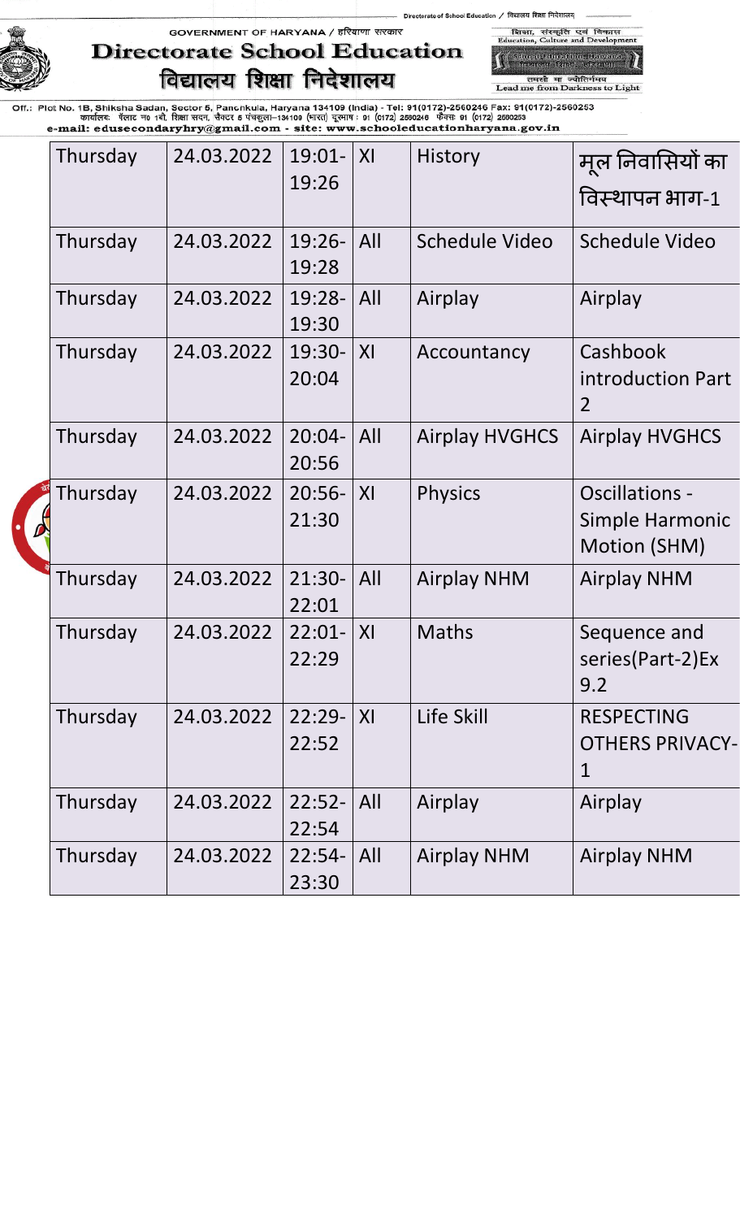GOVERNMENT OF HARYANA / हरियाणा सरकार

# Directorate School Education

# विद्यालय शिक्षा निदेशालय

शिक्षा, संस्कृति एवं विकास
Education, Culture and Development

तमसो मा ज्योतिर्गमय
Lead me from Darkness to Light

Off.: Plot No. 1B, Shiksha Sadan, Sector 5, Panchkula, Haryana 134109 (India) - Tel: 91(0172)-2560246 Fax: 91(0172)-2560253
कार्यालय: प्लाट न0 1बी, शिक्षा सदन, सैक्टर 5 पंचकुला–134109 (भारत) दूरभाष : 91 (0172) 2560246 फैक्स: 91 (0172) 2560253
e-mail: edusecondaryhry@gmail.com - site: www.schooleducationharyana.gov.in

| | | | | | |
|---|---|---|---|---|---|
| Thursday | 24.03.2022 | 19:01-19:26 | XI | History | मूल निवासियों का विस्थापन भाग-1 |
| Thursday | 24.03.2022 | 19:26-19:28 | All | Schedule Video | Schedule Video |
| Thursday | 24.03.2022 | 19:28-19:30 | All | Airplay | Airplay |
| Thursday | 24.03.2022 | 19:30-20:04 | XI | Accountancy | Cashbook introduction Part 2 |
| Thursday | 24.03.2022 | 20:04-20:56 | All | Airplay HVGHCS | Airplay HVGHCS |
| Thursday | 24.03.2022 | 20:56-21:30 | XI | Physics | Oscillations - Simple Harmonic Motion (SHM) |
| Thursday | 24.03.2022 | 21:30-22:01 | All | Airplay NHM | Airplay NHM |
| Thursday | 24.03.2022 | 22:01-22:29 | XI | Maths | Sequence and series(Part-2)Ex 9.2 |
| Thursday | 24.03.2022 | 22:29-22:52 | XI | Life Skill | RESPECTING OTHERS PRIVACY-1 |
| Thursday | 24.03.2022 | 22:52-22:54 | All | Airplay | Airplay |
| Thursday | 24.03.2022 | 22:54-23:30 | All | Airplay NHM | Airplay NHM |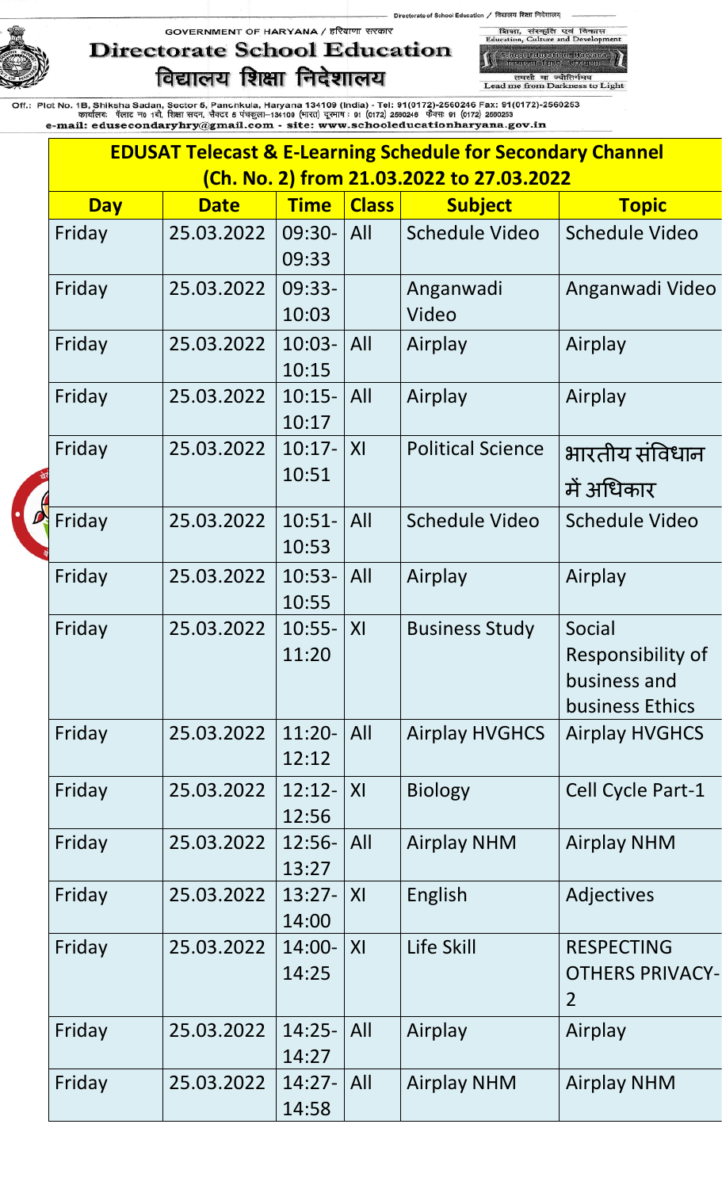GOVERNMENT OF HARYANA / हरियाणा सरकार

# Directorate School Education

# विद्यालय शिक्षा निदेशालय

शिक्षा, संस्कृति एवं विकास
Education, Culture and Development

तमसो मा ज्योतिर्गमय
Lead me from Darkness to Light

Off.: Plot No. 1B, Shiksha Sadan, Sector 5, Panchkula, Haryana 134109 (India) - Tel: 91(0172)-2560246 Fax: 91(0172)-2560253
कार्यालय: प्लाट न० 1बी, शिक्षा सदन, सैक्टर 5 पंचकूला–134109 (भारत) दूरभाष : 91 (0172) 2560246 फैक्स 91 (0172) 2560253
e-mail: edusecondaryhry@gmail.com - site: www.schooleducationharyana.gov.in

## EDUSAT Telecast & E-Learning Schedule for Secondary Channel (Ch. No. 2) from 21.03.2022 to 27.03.2022

| Day | Date | Time | Class | Subject | Topic |
|---|---|---|---|---|---|
| Friday | 25.03.2022 | 09:30-09:33 | All | Schedule Video | Schedule Video |
| Friday | 25.03.2022 | 09:33-10:03 | | Anganwadi Video | Anganwadi Video |
| Friday | 25.03.2022 | 10:03-10:15 | All | Airplay | Airplay |
| Friday | 25.03.2022 | 10:15-10:17 | All | Airplay | Airplay |
| Friday | 25.03.2022 | 10:17-10:51 | XI | Political Science | भारतीय संविधान में अधिकार |
| Friday | 25.03.2022 | 10:51-10:53 | All | Schedule Video | Schedule Video |
| Friday | 25.03.2022 | 10:53-10:55 | All | Airplay | Airplay |
| Friday | 25.03.2022 | 10:55-11:20 | XI | Business Study | Social Responsibility of business and business Ethics |
| Friday | 25.03.2022 | 11:20-12:12 | All | Airplay HVGHCS | Airplay HVGHCS |
| Friday | 25.03.2022 | 12:12-12:56 | XI | Biology | Cell Cycle Part-1 |
| Friday | 25.03.2022 | 12:56-13:27 | All | Airplay NHM | Airplay NHM |
| Friday | 25.03.2022 | 13:27-14:00 | XI | English | Adjectives |
| Friday | 25.03.2022 | 14:00-14:25 | XI | Life Skill | RESPECTING OTHERS PRIVACY-2 |
| Friday | 25.03.2022 | 14:25-14:27 | All | Airplay | Airplay |
| Friday | 25.03.2022 | 14:27-14:58 | All | Airplay NHM | Airplay NHM |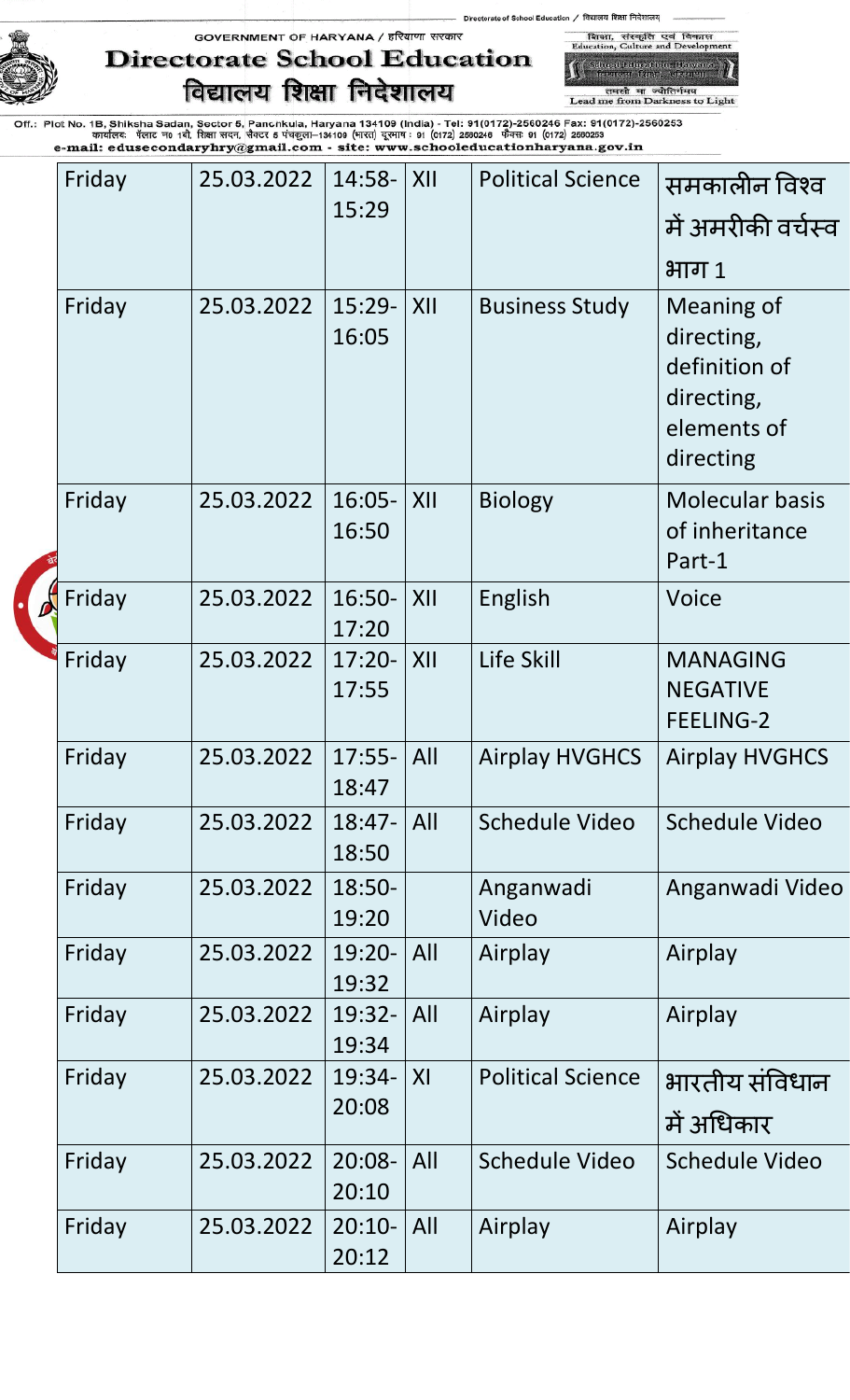| Friday | 25.03.2022 | 14:58-15:29 | XII | Political Science | समकालीन विश्व में अमरीकी वर्चस्व भाग 1 |
|---|---|---|---|---|---|
| Friday | 25.03.2022 | 15:29-16:05 | XII | Business Study | Meaning of directing, definition of directing, elements of directing |
| Friday | 25.03.2022 | 16:05-16:50 | XII | Biology | Molecular basis of inheritance Part-1 |
| Friday | 25.03.2022 | 16:50-17:20 | XII | English | Voice |
| Friday | 25.03.2022 | 17:20-17:55 | XII | Life Skill | MANAGING NEGATIVE FEELING-2 |
| Friday | 25.03.2022 | 17:55-18:47 | All | Airplay HVGHCS | Airplay HVGHCS |
| Friday | 25.03.2022 | 18:47-18:50 | All | Schedule Video | Schedule Video |
| Friday | 25.03.2022 | 18:50-19:20 | | Anganwadi Video | Anganwadi Video |
| Friday | 25.03.2022 | 19:20-19:32 | All | Airplay | Airplay |
| Friday | 25.03.2022 | 19:32-19:34 | All | Airplay | Airplay |
| Friday | 25.03.2022 | 19:34-20:08 | XI | Political Science | भारतीय संविधान में अधिकार |
| Friday | 25.03.2022 | 20:08-20:10 | All | Schedule Video | Schedule Video |
| Friday | 25.03.2022 | 20:10-20:12 | All | Airplay | Airplay |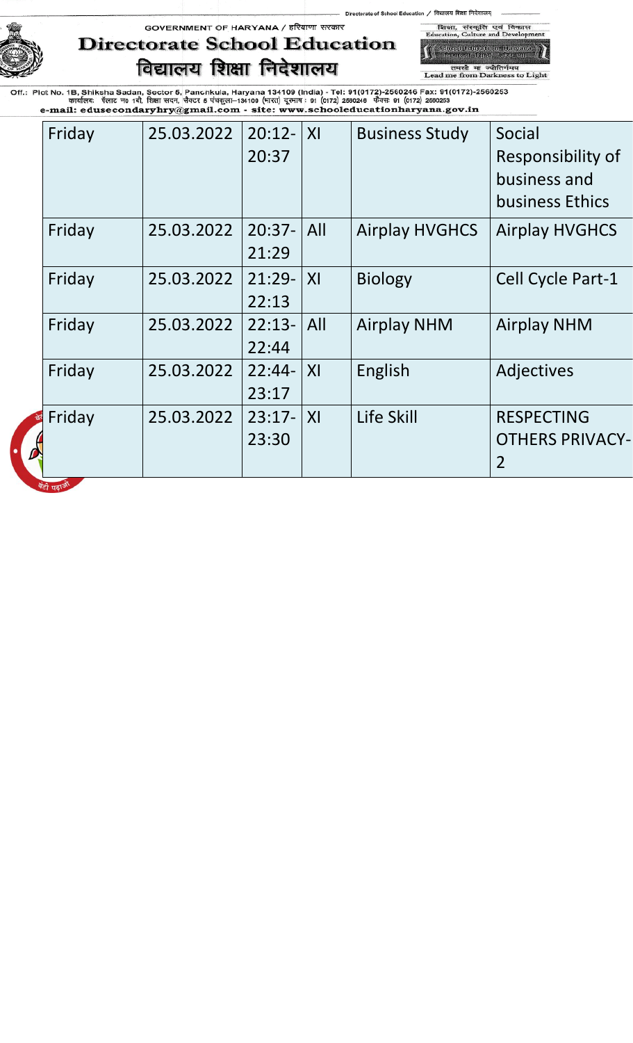| Friday | 25.03.2022 | 20:12-20:37 | XI | Business Study | Social Responsibility of business and business Ethics |
|---|---|---|---|---|---|
| Friday | 25.03.2022 | 20:37-21:29 | All | Airplay HVGHCS | Airplay HVGHCS |
| Friday | 25.03.2022 | 21:29-22:13 | XI | Biology | Cell Cycle Part-1 |
| Friday | 25.03.2022 | 22:13-22:44 | All | Airplay NHM | Airplay NHM |
| Friday | 25.03.2022 | 22:44-23:17 | XI | English | Adjectives |
| Friday | 25.03.2022 | 23:17-23:30 | XI | Life Skill | RESPECTING OTHERS PRIVACY-2 |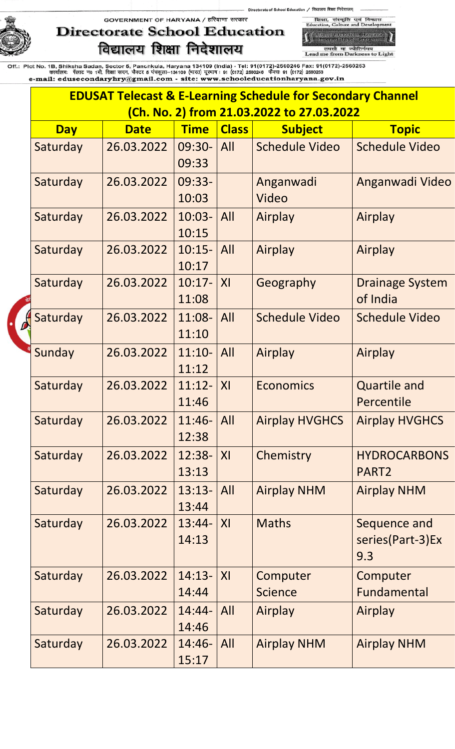GOVERNMENT OF HARYANA / हरियाणा सरकार

# Directorate School Education
# विद्यालय शिक्षा निदेशालय

शिक्षा, संस्कृति एवं विकास
Education, Culture and Development

तमसो मा ज्योतिर्गमय
Lead me from Darkness to Light

Off.: Plot No. 1B, Shiksha Sadan, Sector 5, Panchkula, Haryana 134109 (India) - Tel: 91(0172)-2560246 Fax: 91(0172)-2560253
कार्यालयः प्लॉट न0 1बी, शिक्षा सदन, सैक्टर 5 पंचकूला–134109 (भारत) दूरभाष : 91 (0172) 2560246 फैक्स 91 (0172) 2560253
e-mail: edusecondaryhry@gmail.com - site: www.schooleducationharyana.gov.in

## EDUSAT Telecast & E-Learning Schedule for Secondary Channel (Ch. No. 2) from 21.03.2022 to 27.03.2022

| Day | Date | Time | Class | Subject | Topic |
|---|---|---|---|---|---|
| Saturday | 26.03.2022 | 09:30-09:33 | All | Schedule Video | Schedule Video |
| Saturday | 26.03.2022 | 09:33-10:03 | | Anganwadi Video | Anganwadi Video |
| Saturday | 26.03.2022 | 10:03-10:15 | All | Airplay | Airplay |
| Saturday | 26.03.2022 | 10:15-10:17 | All | Airplay | Airplay |
| Saturday | 26.03.2022 | 10:17-11:08 | XI | Geography | Drainage System of India |
| Saturday | 26.03.2022 | 11:08-11:10 | All | Schedule Video | Schedule Video |
| Sunday | 26.03.2022 | 11:10-11:12 | All | Airplay | Airplay |
| Saturday | 26.03.2022 | 11:12-11:46 | XI | Economics | Quartile and Percentile |
| Saturday | 26.03.2022 | 11:46-12:38 | All | Airplay HVGHCS | Airplay HVGHCS |
| Saturday | 26.03.2022 | 12:38-13:13 | XI | Chemistry | HYDROCARBONS PART2 |
| Saturday | 26.03.2022 | 13:13-13:44 | All | Airplay NHM | Airplay NHM |
| Saturday | 26.03.2022 | 13:44-14:13 | XI | Maths | Sequence and series(Part-3)Ex 9.3 |
| Saturday | 26.03.2022 | 14:13-14:44 | XI | Computer Science | Computer Fundamental |
| Saturday | 26.03.2022 | 14:44-14:46 | All | Airplay | Airplay |
| Saturday | 26.03.2022 | 14:46-15:17 | All | Airplay NHM | Airplay NHM |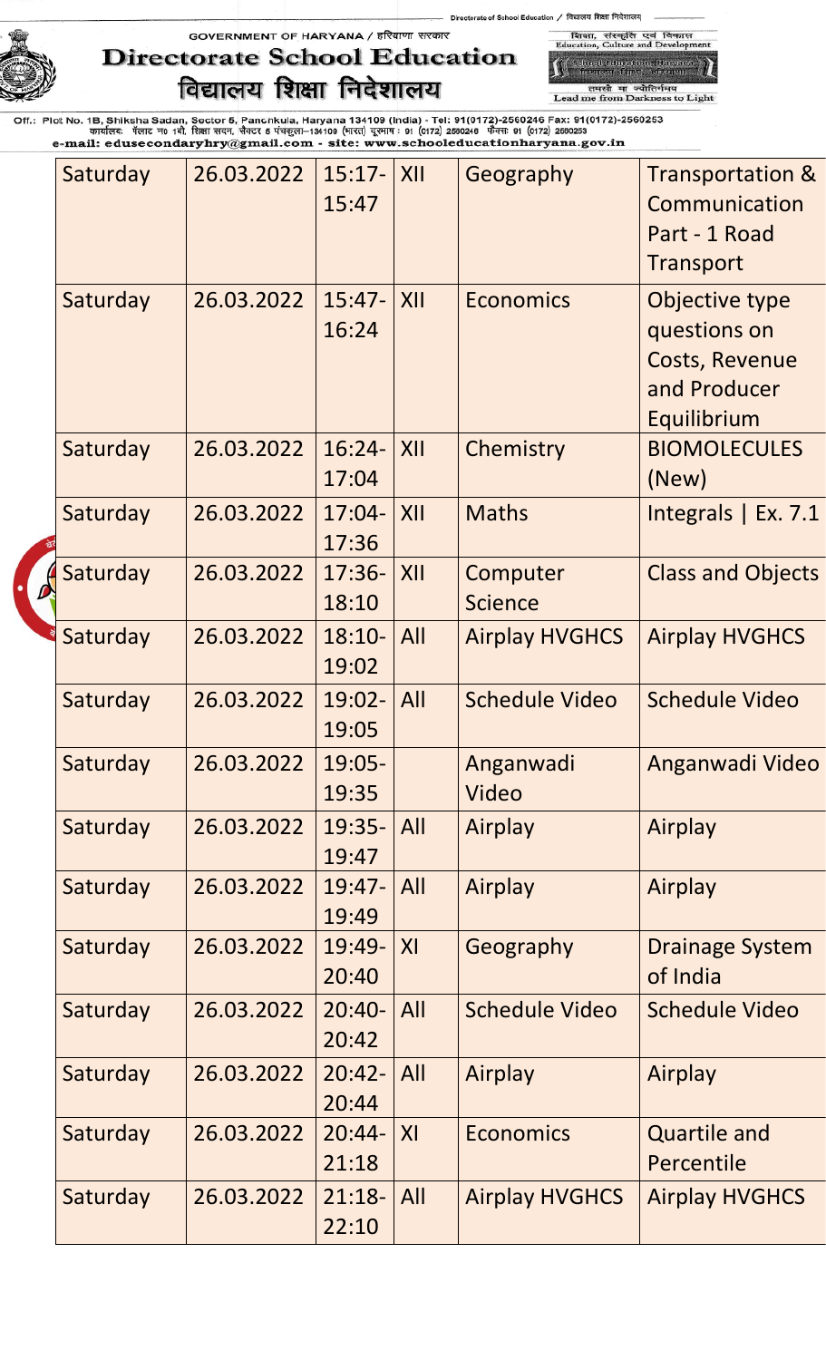| Saturday | 26.03.2022 | 15:17-15:47 | XII | Geography | Transportation & Communication Part - 1 Road Transport |
|---|---|---|---|---|---|
| Saturday | 26.03.2022 | 15:47-16:24 | XII | Economics | Objective type questions on Costs, Revenue and Producer Equilibrium |
| Saturday | 26.03.2022 | 16:24-17:04 | XII | Chemistry | BIOMOLECULES (New) |
| Saturday | 26.03.2022 | 17:04-17:36 | XII | Maths | Integrals \| Ex. 7.1 |
| Saturday | 26.03.2022 | 17:36-18:10 | XII | Computer Science | Class and Objects |
| Saturday | 26.03.2022 | 18:10-19:02 | All | Airplay HVGHCS | Airplay HVGHCS |
| Saturday | 26.03.2022 | 19:02-19:05 | All | Schedule Video | Schedule Video |
| Saturday | 26.03.2022 | 19:05-19:35 | | Anganwadi Video | Anganwadi Video |
| Saturday | 26.03.2022 | 19:35-19:47 | All | Airplay | Airplay |
| Saturday | 26.03.2022 | 19:47-19:49 | All | Airplay | Airplay |
| Saturday | 26.03.2022 | 19:49-20:40 | XI | Geography | Drainage System of India |
| Saturday | 26.03.2022 | 20:40-20:42 | All | Schedule Video | Schedule Video |
| Saturday | 26.03.2022 | 20:42-20:44 | All | Airplay | Airplay |
| Saturday | 26.03.2022 | 20:44-21:18 | XI | Economics | Quartile and Percentile |
| Saturday | 26.03.2022 | 21:18-22:10 | All | Airplay HVGHCS | Airplay HVGHCS |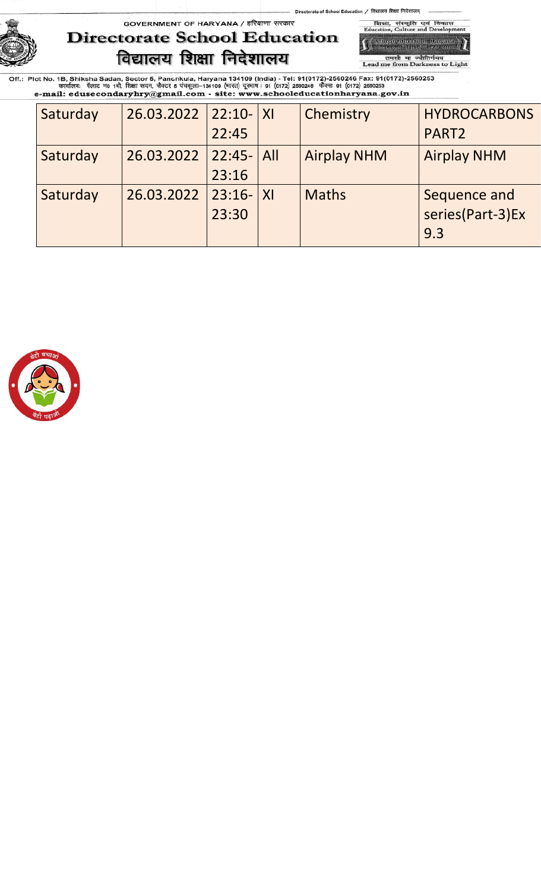| Saturday | 26.03.2022 | 22:10-22:45 | XI | Chemistry | HYDROCARBONS PART2 |
|---|---|---|---|---|---|
| Saturday | 26.03.2022 | 22:45-23:16 | All | Airplay NHM | Airplay NHM |
| Saturday | 26.03.2022 | 23:16-23:30 | XI | Maths | Sequence and series(Part-3)Ex 9.3 |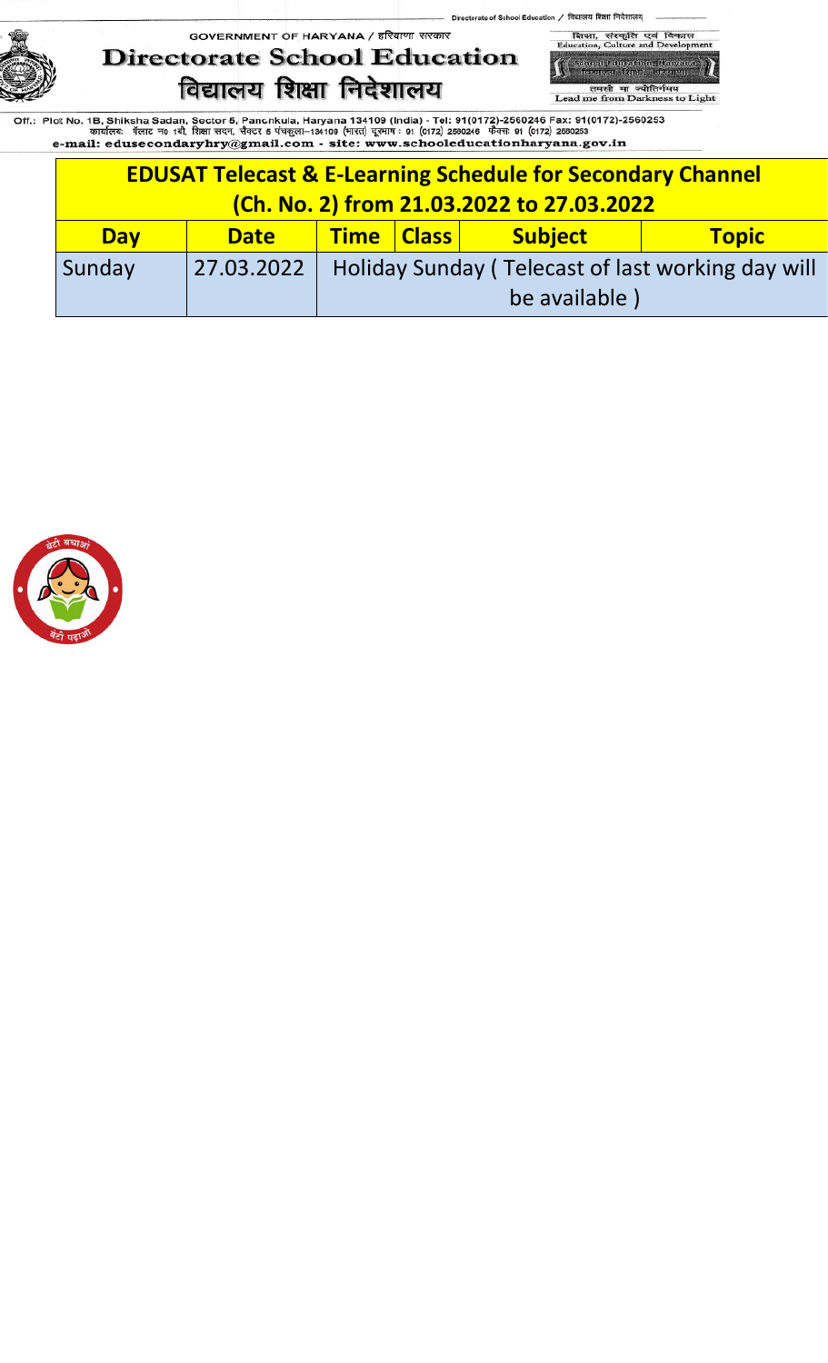GOVERNMENT OF HARYANA / हरियाणा सरकार

# Directorate School Education
# विद्यालय शिक्षा निदेशालय

शिक्षा, संस्कृति एवं विकास
Education, Culture and Development

तमसो मा ज्योतिर्गमय
Lead me from Darkness to Light

Off.: Plot No. 1B, Shiksha Sadan, Sector 5, Panchkula, Haryana 134109 (India) - Tel: 91(0172)-2560246 Fax: 91(0172)-2560253
कार्यालयः प्लाट न0 1बी, शिक्षा सदन, सैक्टर 5 पंचकूला–134109 (भारत) दूरभाष : 91 (0172) 2560246 फैक्सः 91 (0172) 2560253
e-mail: edusecondaryhry@gmail.com - site: www.schooleducationharyana.gov.in

## EDUSAT Telecast & E-Learning Schedule for Secondary Channel (Ch. No. 2) from 21.03.2022 to 27.03.2022

| Day | Date | Time | Class | Subject | Topic |
|---|---|---|---|---|---|
| Sunday | 27.03.2022 | Holiday Sunday ( Telecast of last working day will be available ) | | | |